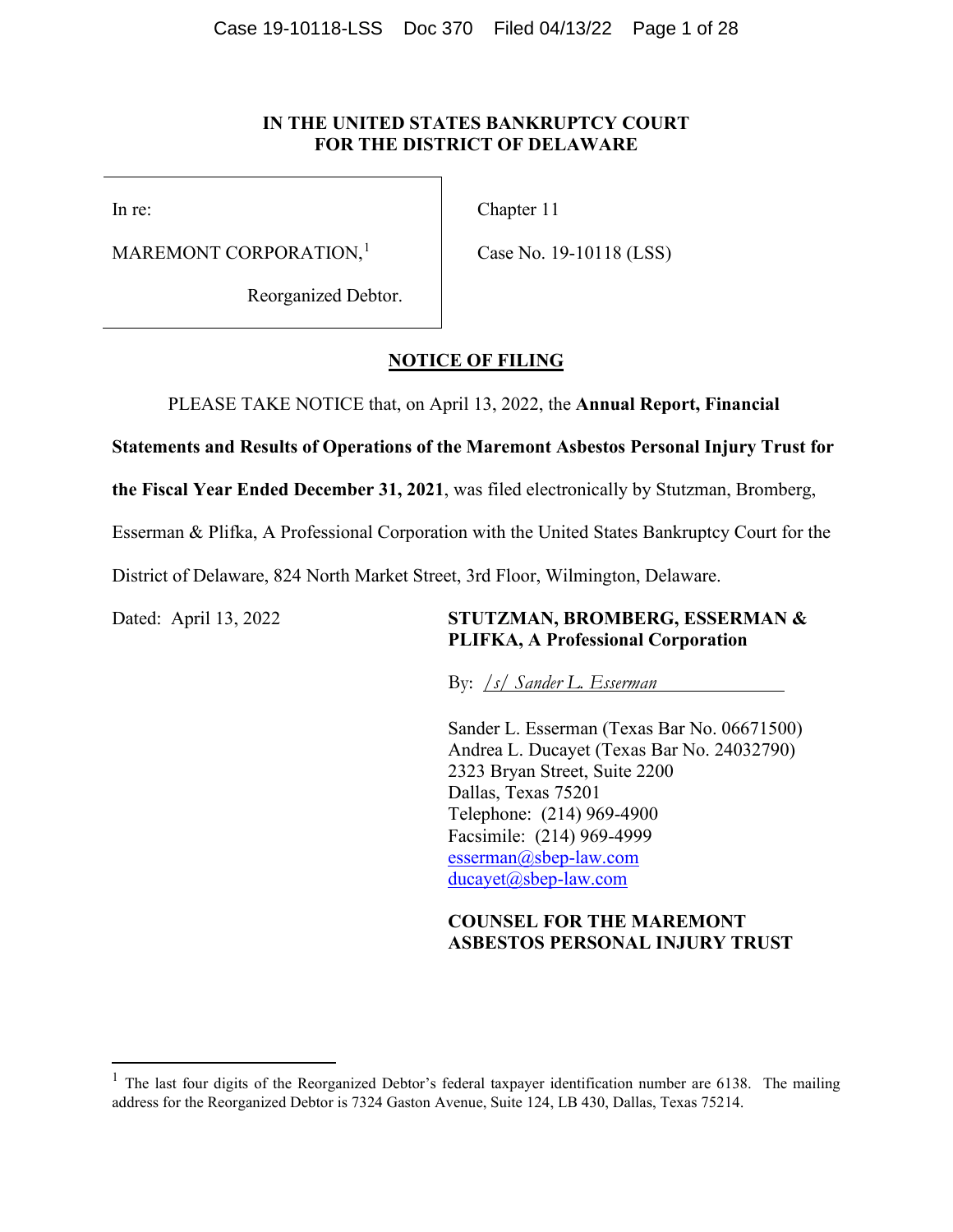# IN THE UNITED STATES BANKRUPTCY COURT FOR THE DISTRICT OF DELAWARE

| | |
|---|---|
| In re:<br><br>MAREMONT CORPORATION,[1]<br><br>Reorganized Debtor. | Chapter 11<br><br>Case No. 19-10118 (LSS) |

## NOTICE OF FILING

PLEASE TAKE NOTICE that, on April 13, 2022, the **Annual Report, Financial Statements and Results of Operations of the Maremont Asbestos Personal Injury Trust for the Fiscal Year Ended December 31, 2021**, was filed electronically by Stutzman, Bromberg, Esserman & Plifka, A Professional Corporation with the United States Bankruptcy Court for the District of Delaware, 824 North Market Street, 3rd Floor, Wilmington, Delaware.

Dated: April 13, 2022

**STUTZMAN, BROMBERG, ESSERMAN & PLIFKA, A Professional Corporation**

By: */s/ Sander L. Esserman*

Sander L. Esserman (Texas Bar No. 06671500)
Andrea L. Ducayet (Texas Bar No. 24032790)
2323 Bryan Street, Suite 2200
Dallas, Texas 75201
Telephone: (214) 969-4900
Facsimile: (214) 969-4999
esserman@sbep-law.com
ducayet@sbep-law.com

**COUNSEL FOR THE MAREMONT ASBESTOS PERSONAL INJURY TRUST**

---

[1] The last four digits of the Reorganized Debtor's federal taxpayer identification number are 6138. The mailing address for the Reorganized Debtor is 7324 Gaston Avenue, Suite 124, LB 430, Dallas, Texas 75214.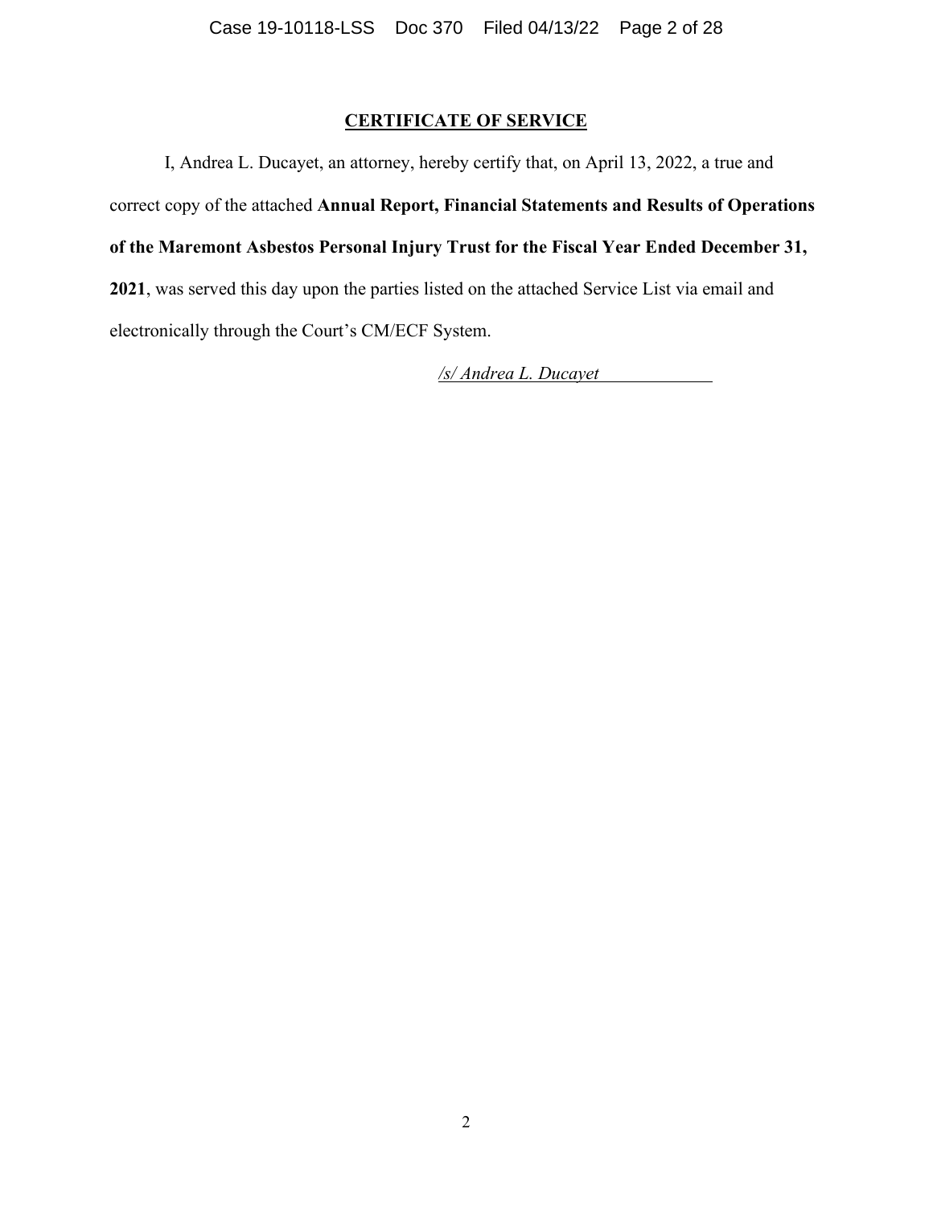# CERTIFICATE OF SERVICE

I, Andrea L. Ducayet, an attorney, hereby certify that, on April 13, 2022, a true and correct copy of the attached **Annual Report, Financial Statements and Results of Operations of the Maremont Asbestos Personal Injury Trust for the Fiscal Year Ended December 31, 2021**, was served this day upon the parties listed on the attached Service List via email and electronically through the Court's CM/ECF System.

*/s/ Andrea L. Ducayet*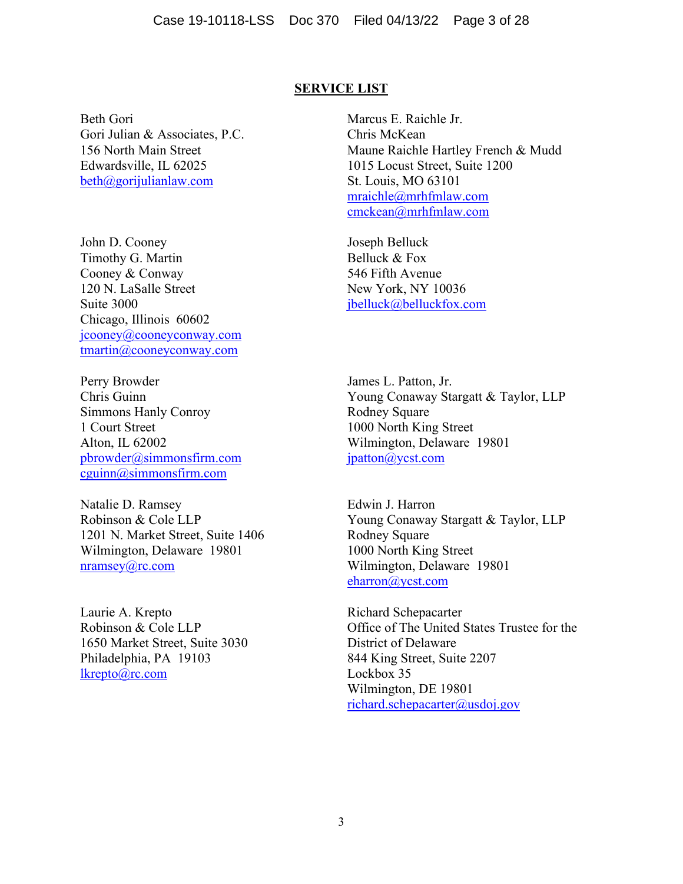## SERVICE LIST

Beth Gori
Gori Julian & Associates, P.C.
156 North Main Street
Edwardsville, IL 62025
beth@gorijulianlaw.com

Marcus E. Raichle Jr.
Chris McKean
Maune Raichle Hartley French & Mudd
1015 Locust Street, Suite 1200
St. Louis, MO 63101
mraichle@mrhfmlaw.com
cmckean@mrhfmlaw.com

John D. Cooney
Timothy G. Martin
Cooney & Conway
120 N. LaSalle Street
Suite 3000
Chicago, Illinois 60602
jcooney@cooneyconway.com
tmartin@cooneyconway.com

Joseph Belluck
Belluck & Fox
546 Fifth Avenue
New York, NY 10036
jbelluck@belluckfox.com

Perry Browder
Chris Guinn
Simmons Hanly Conroy
1 Court Street
Alton, IL 62002
pbrowder@simmonsfirm.com
cguinn@simmonsfirm.com

James L. Patton, Jr.
Young Conaway Stargatt & Taylor, LLP
Rodney Square
1000 North King Street
Wilmington, Delaware 19801
jpatton@ycst.com

Natalie D. Ramsey
Robinson & Cole LLP
1201 N. Market Street, Suite 1406
Wilmington, Delaware 19801
nramsey@rc.com

Edwin J. Harron
Young Conaway Stargatt & Taylor, LLP
Rodney Square
1000 North King Street
Wilmington, Delaware 19801
eharron@ycst.com

Laurie A. Krepto
Robinson & Cole LLP
1650 Market Street, Suite 3030
Philadelphia, PA 19103
lkrepto@rc.com

Richard Schepacarter
Office of The United States Trustee for the District of Delaware
844 King Street, Suite 2207
Lockbox 35
Wilmington, DE 19801
richard.schepacarter@usdoj.gov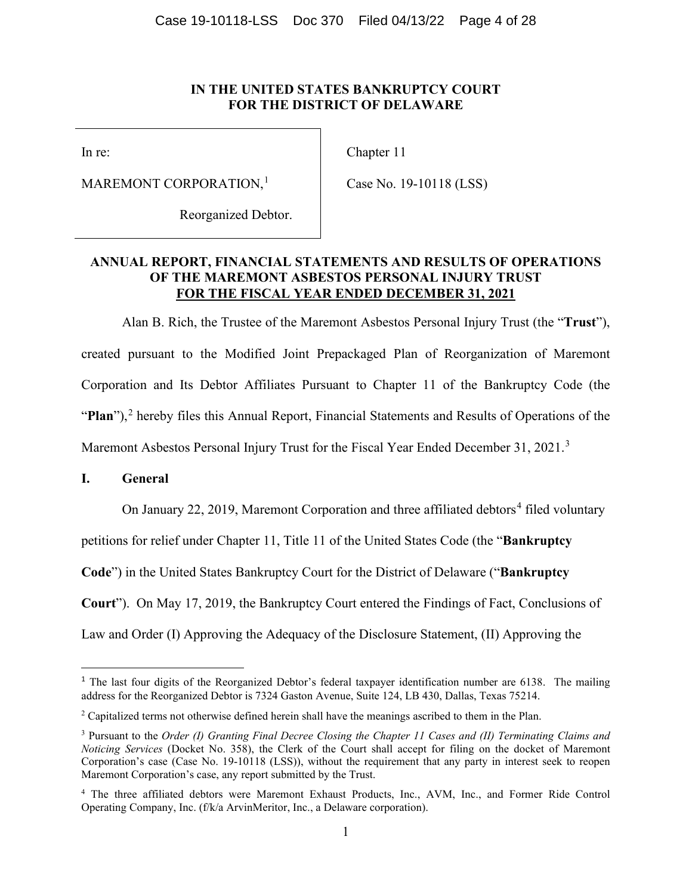**IN THE UNITED STATES BANKRUPTCY COURT**
**FOR THE DISTRICT OF DELAWARE**

| | |
|---|---|
| In re:<br><br>MAREMONT CORPORATION,[1]<br><br>Reorganized Debtor. | Chapter 11<br><br>Case No. 19-10118 (LSS) |

**ANNUAL REPORT, FINANCIAL STATEMENTS AND RESULTS OF OPERATIONS OF THE MAREMONT ASBESTOS PERSONAL INJURY TRUST**
**FOR THE FISCAL YEAR ENDED DECEMBER 31, 2021**

Alan B. Rich, the Trustee of the Maremont Asbestos Personal Injury Trust (the "**Trust**"), created pursuant to the Modified Joint Prepackaged Plan of Reorganization of Maremont Corporation and Its Debtor Affiliates Pursuant to Chapter 11 of the Bankruptcy Code (the "**Plan**"),[2] hereby files this Annual Report, Financial Statements and Results of Operations of the Maremont Asbestos Personal Injury Trust for the Fiscal Year Ended December 31, 2021.[3]

## I. General

On January 22, 2019, Maremont Corporation and three affiliated debtors[4] filed voluntary petitions for relief under Chapter 11, Title 11 of the United States Code (the "**Bankruptcy Code**") in the United States Bankruptcy Court for the District of Delaware ("**Bankruptcy Court**"). On May 17, 2019, the Bankruptcy Court entered the Findings of Fact, Conclusions of Law and Order (I) Approving the Adequacy of the Disclosure Statement, (II) Approving the

---

[1] The last four digits of the Reorganized Debtor's federal taxpayer identification number are 6138. The mailing address for the Reorganized Debtor is 7324 Gaston Avenue, Suite 124, LB 430, Dallas, Texas 75214.

[2] Capitalized terms not otherwise defined herein shall have the meanings ascribed to them in the Plan.

[3] Pursuant to the *Order (I) Granting Final Decree Closing the Chapter 11 Cases and (II) Terminating Claims and Noticing Services* (Docket No. 358), the Clerk of the Court shall accept for filing on the docket of Maremont Corporation's case (Case No. 19-10118 (LSS)), without the requirement that any party in interest seek to reopen Maremont Corporation's case, any report submitted by the Trust.

[4] The three affiliated debtors were Maremont Exhaust Products, Inc., AVM, Inc., and Former Ride Control Operating Company, Inc. (f/k/a ArvinMeritor, Inc., a Delaware corporation).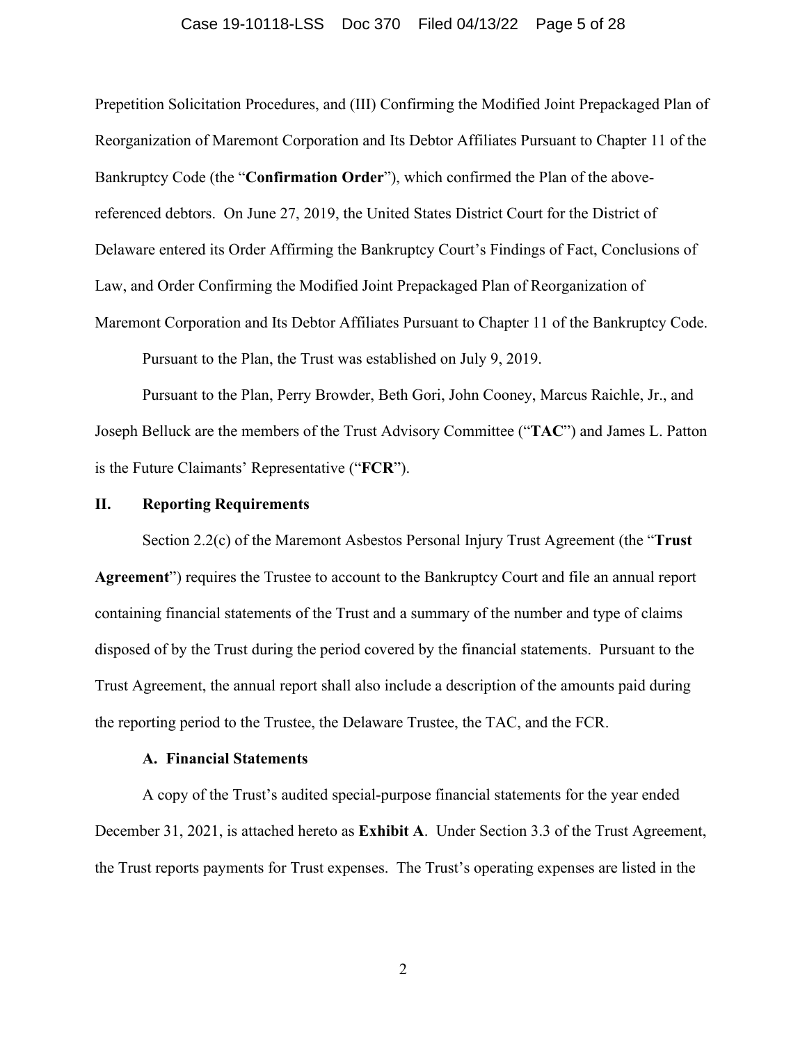Prepetition Solicitation Procedures, and (III) Confirming the Modified Joint Prepackaged Plan of Reorganization of Maremont Corporation and Its Debtor Affiliates Pursuant to Chapter 11 of the Bankruptcy Code (the "**Confirmation Order**"), which confirmed the Plan of the above-referenced debtors. On June 27, 2019, the United States District Court for the District of Delaware entered its Order Affirming the Bankruptcy Court's Findings of Fact, Conclusions of Law, and Order Confirming the Modified Joint Prepackaged Plan of Reorganization of Maremont Corporation and Its Debtor Affiliates Pursuant to Chapter 11 of the Bankruptcy Code.

Pursuant to the Plan, the Trust was established on July 9, 2019.

Pursuant to the Plan, Perry Browder, Beth Gori, John Cooney, Marcus Raichle, Jr., and Joseph Belluck are the members of the Trust Advisory Committee ("**TAC**") and James L. Patton is the Future Claimants' Representative ("**FCR**").

## II. Reporting Requirements

Section 2.2(c) of the Maremont Asbestos Personal Injury Trust Agreement (the "**Trust Agreement**") requires the Trustee to account to the Bankruptcy Court and file an annual report containing financial statements of the Trust and a summary of the number and type of claims disposed of by the Trust during the period covered by the financial statements. Pursuant to the Trust Agreement, the annual report shall also include a description of the amounts paid during the reporting period to the Trustee, the Delaware Trustee, the TAC, and the FCR.

### A. Financial Statements

A copy of the Trust's audited special-purpose financial statements for the year ended December 31, 2021, is attached hereto as **Exhibit A**. Under Section 3.3 of the Trust Agreement, the Trust reports payments for Trust expenses. The Trust's operating expenses are listed in the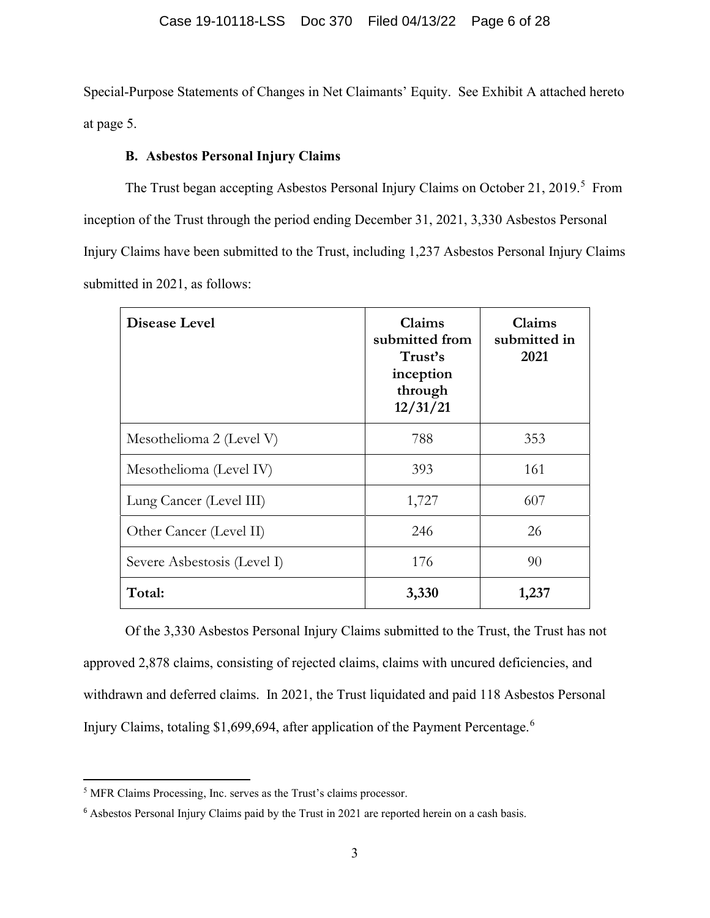Special-Purpose Statements of Changes in Net Claimants' Equity. See Exhibit A attached hereto at page 5.

### B. Asbestos Personal Injury Claims

The Trust began accepting Asbestos Personal Injury Claims on October 21, 2019.[5] From inception of the Trust through the period ending December 31, 2021, 3,330 Asbestos Personal Injury Claims have been submitted to the Trust, including 1,237 Asbestos Personal Injury Claims submitted in 2021, as follows:

| Disease Level | Claims submitted from Trust's inception through 12/31/21 | Claims submitted in 2021 |
|---|---|---|
| Mesothelioma 2 (Level V) | 788 | 353 |
| Mesothelioma (Level IV) | 393 | 161 |
| Lung Cancer (Level III) | 1,727 | 607 |
| Other Cancer (Level II) | 246 | 26 |
| Severe Asbestosis (Level I) | 176 | 90 |
| **Total:** | **3,330** | **1,237** |

Of the 3,330 Asbestos Personal Injury Claims submitted to the Trust, the Trust has not approved 2,878 claims, consisting of rejected claims, claims with uncured deficiencies, and withdrawn and deferred claims. In 2021, the Trust liquidated and paid 118 Asbestos Personal Injury Claims, totaling $1,699,694, after application of the Payment Percentage.[6]

[5] MFR Claims Processing, Inc. serves as the Trust's claims processor.

[6] Asbestos Personal Injury Claims paid by the Trust in 2021 are reported herein on a cash basis.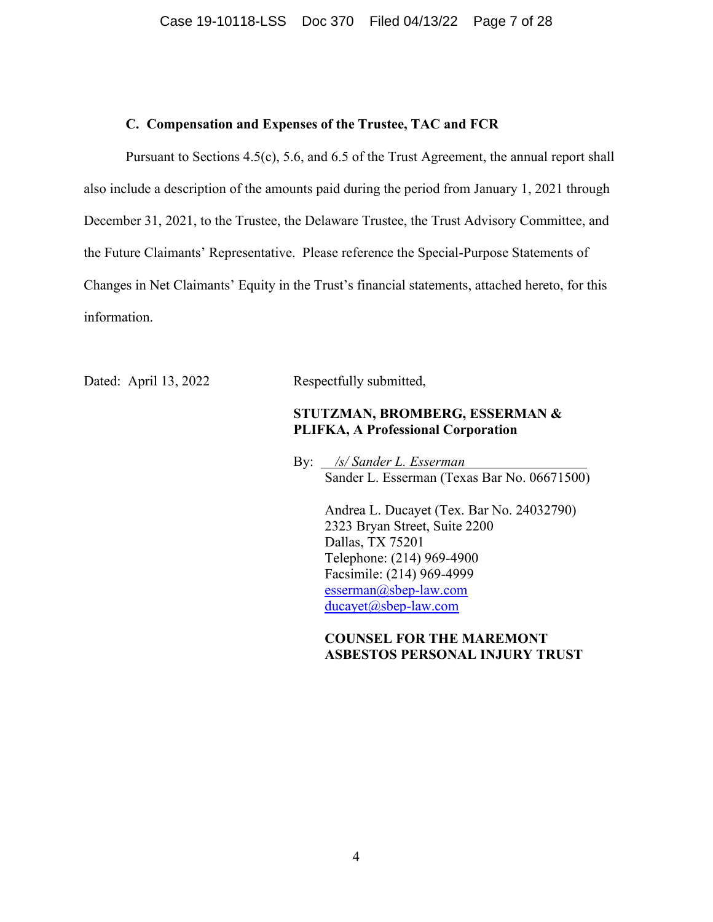### C. Compensation and Expenses of the Trustee, TAC and FCR

Pursuant to Sections 4.5(c), 5.6, and 6.5 of the Trust Agreement, the annual report shall also include a description of the amounts paid during the period from January 1, 2021 through December 31, 2021, to the Trustee, the Delaware Trustee, the Trust Advisory Committee, and the Future Claimants' Representative. Please reference the Special-Purpose Statements of Changes in Net Claimants' Equity in the Trust's financial statements, attached hereto, for this information.

Dated: April 13, 2022

Respectfully submitted,

**STUTZMAN, BROMBERG, ESSERMAN & PLIFKA, A Professional Corporation**

By: *[/s/ Sander L. Esserman]*
Sander L. Esserman (Texas Bar No. 06671500)

Andrea L. Ducayet (Tex. Bar No. 24032790)
2323 Bryan Street, Suite 2200
Dallas, TX 75201
Telephone: (214) 969-4900
Facsimile: (214) 969-4999
esserman@sbep-law.com
ducayet@sbep-law.com

**COUNSEL FOR THE MAREMONT ASBESTOS PERSONAL INJURY TRUST**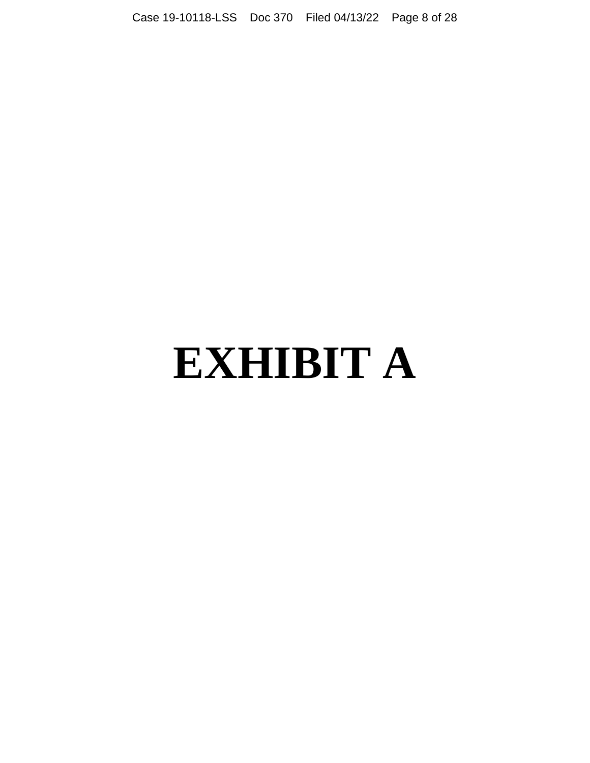# EXHIBIT A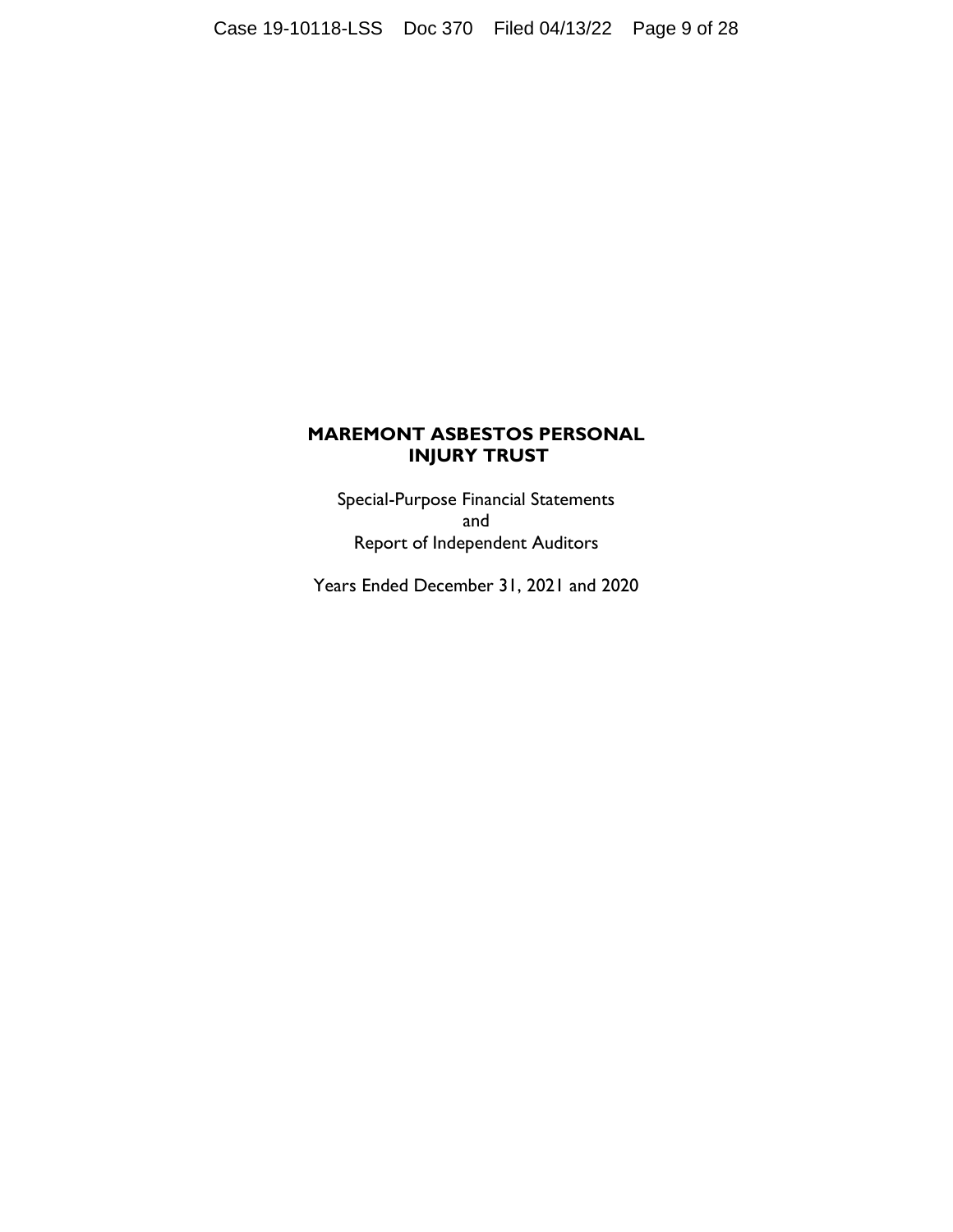# MAREMONT ASBESTOS PERSONAL INJURY TRUST

Special-Purpose Financial Statements
and
Report of Independent Auditors

Years Ended December 31, 2021 and 2020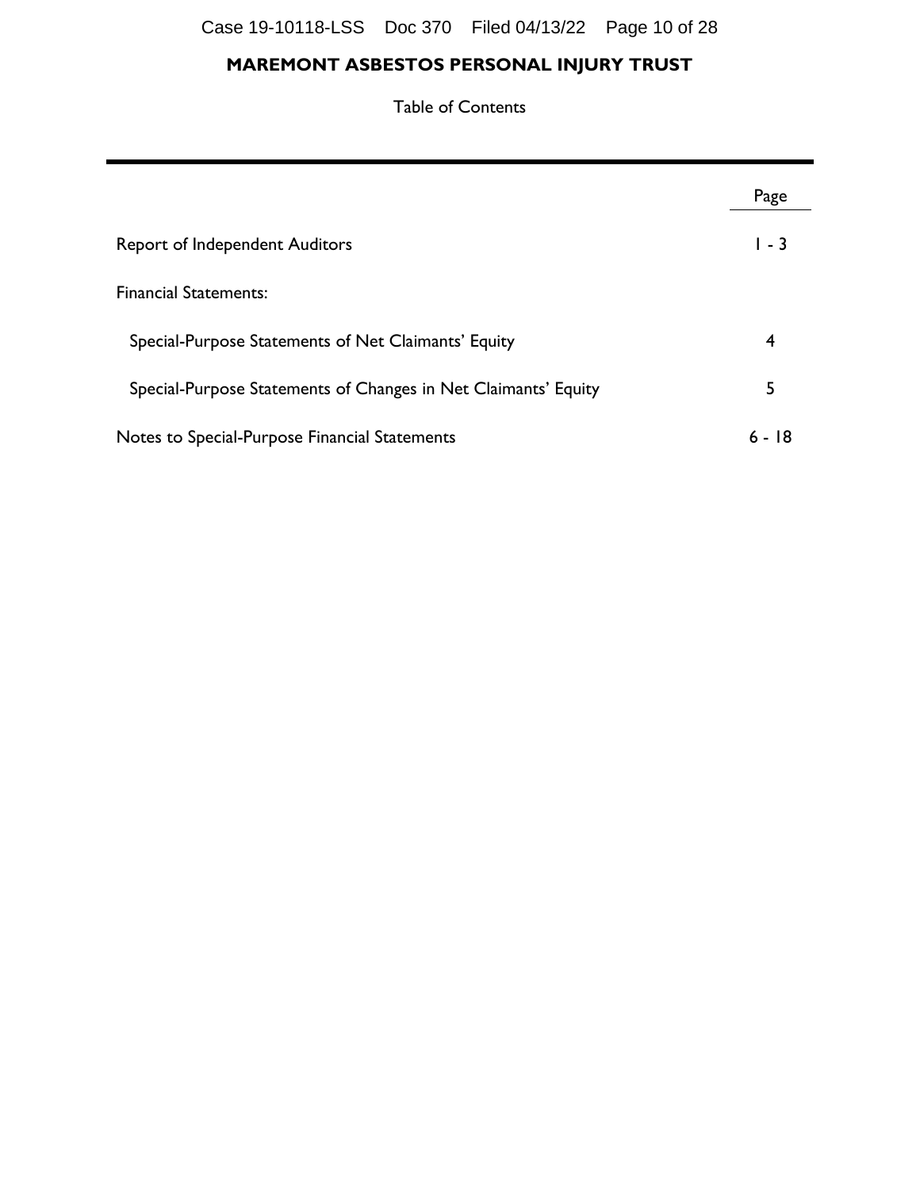# MAREMONT ASBESTOS PERSONAL INJURY TRUST

Table of Contents

| | Page |
|---|---|
| Report of Independent Auditors | 1 - 3 |
| Financial Statements: | |
| Special-Purpose Statements of Net Claimants' Equity | 4 |
| Special-Purpose Statements of Changes in Net Claimants' Equity | 5 |
| Notes to Special-Purpose Financial Statements | 6 - 18 |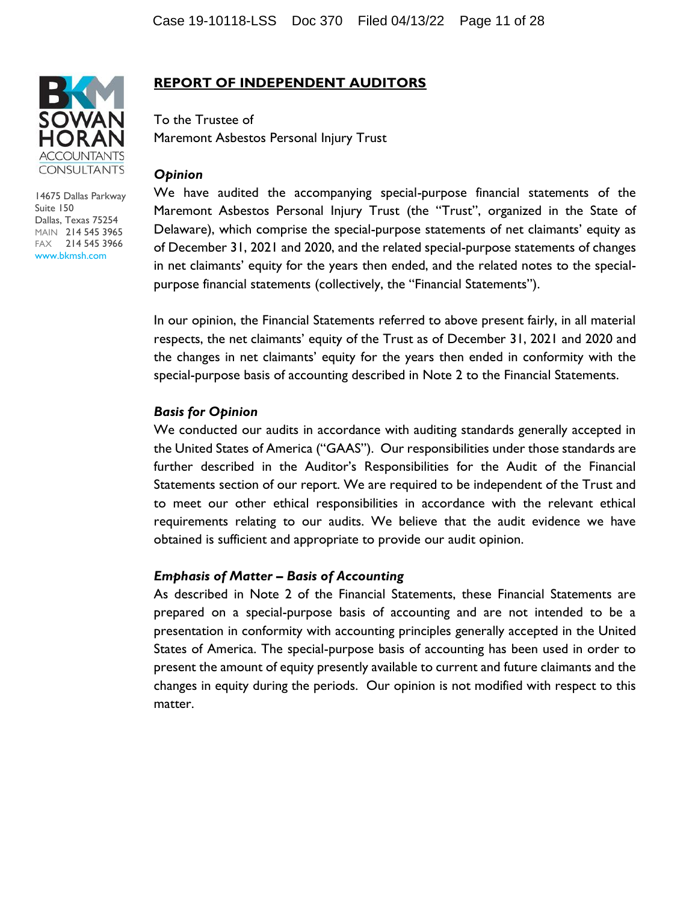BKM SOWAN HORAN ACCOUNTANTS CONSULTANTS

14675 Dallas Parkway
Suite 150
Dallas, Texas 75254
MAIN 214 545 3965
FAX 214 545 3966
www.bkmsh.com

## REPORT OF INDEPENDENT AUDITORS

To the Trustee of
Maremont Asbestos Personal Injury Trust

### *Opinion*

We have audited the accompanying special-purpose financial statements of the Maremont Asbestos Personal Injury Trust (the "Trust", organized in the State of Delaware), which comprise the special-purpose statements of net claimants' equity as of December 31, 2021 and 2020, and the related special-purpose statements of changes in net claimants' equity for the years then ended, and the related notes to the special-purpose financial statements (collectively, the "Financial Statements").

In our opinion, the Financial Statements referred to above present fairly, in all material respects, the net claimants' equity of the Trust as of December 31, 2021 and 2020 and the changes in net claimants' equity for the years then ended in conformity with the special-purpose basis of accounting described in Note 2 to the Financial Statements.

### *Basis for Opinion*

We conducted our audits in accordance with auditing standards generally accepted in the United States of America ("GAAS"). Our responsibilities under those standards are further described in the Auditor's Responsibilities for the Audit of the Financial Statements section of our report. We are required to be independent of the Trust and to meet our other ethical responsibilities in accordance with the relevant ethical requirements relating to our audits. We believe that the audit evidence we have obtained is sufficient and appropriate to provide our audit opinion.

### *Emphasis of Matter – Basis of Accounting*

As described in Note 2 of the Financial Statements, these Financial Statements are prepared on a special-purpose basis of accounting and are not intended to be a presentation in conformity with accounting principles generally accepted in the United States of America. The special-purpose basis of accounting has been used in order to present the amount of equity presently available to current and future claimants and the changes in equity during the periods. Our opinion is not modified with respect to this matter.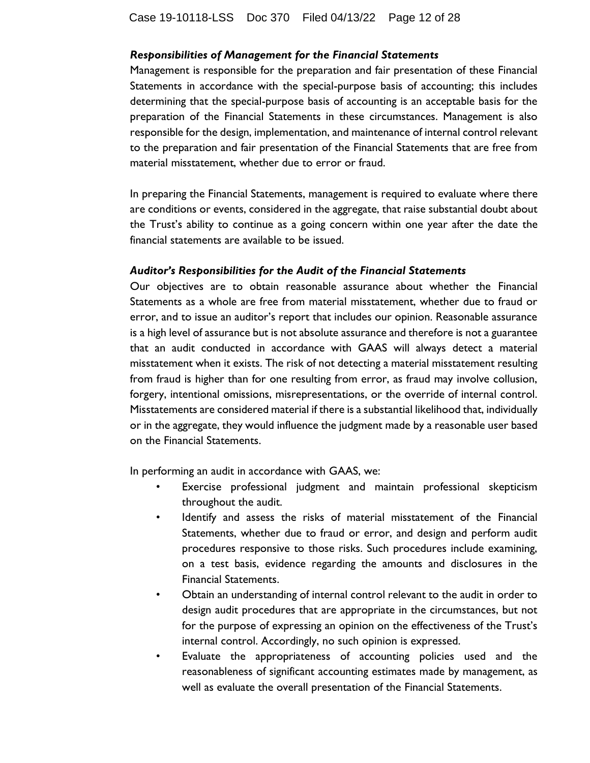***Responsibilities of Management for the Financial Statements***

Management is responsible for the preparation and fair presentation of these Financial Statements in accordance with the special-purpose basis of accounting; this includes determining that the special-purpose basis of accounting is an acceptable basis for the preparation of the Financial Statements in these circumstances. Management is also responsible for the design, implementation, and maintenance of internal control relevant to the preparation and fair presentation of the Financial Statements that are free from material misstatement, whether due to error or fraud.

In preparing the Financial Statements, management is required to evaluate where there are conditions or events, considered in the aggregate, that raise substantial doubt about the Trust's ability to continue as a going concern within one year after the date the financial statements are available to be issued.

***Auditor's Responsibilities for the Audit of the Financial Statements***

Our objectives are to obtain reasonable assurance about whether the Financial Statements as a whole are free from material misstatement, whether due to fraud or error, and to issue an auditor's report that includes our opinion. Reasonable assurance is a high level of assurance but is not absolute assurance and therefore is not a guarantee that an audit conducted in accordance with GAAS will always detect a material misstatement when it exists. The risk of not detecting a material misstatement resulting from fraud is higher than for one resulting from error, as fraud may involve collusion, forgery, intentional omissions, misrepresentations, or the override of internal control. Misstatements are considered material if there is a substantial likelihood that, individually or in the aggregate, they would influence the judgment made by a reasonable user based on the Financial Statements.

In performing an audit in accordance with GAAS, we:

- Exercise professional judgment and maintain professional skepticism throughout the audit.
- Identify and assess the risks of material misstatement of the Financial Statements, whether due to fraud or error, and design and perform audit procedures responsive to those risks. Such procedures include examining, on a test basis, evidence regarding the amounts and disclosures in the Financial Statements.
- Obtain an understanding of internal control relevant to the audit in order to design audit procedures that are appropriate in the circumstances, but not for the purpose of expressing an opinion on the effectiveness of the Trust's internal control. Accordingly, no such opinion is expressed.
- Evaluate the appropriateness of accounting policies used and the reasonableness of significant accounting estimates made by management, as well as evaluate the overall presentation of the Financial Statements.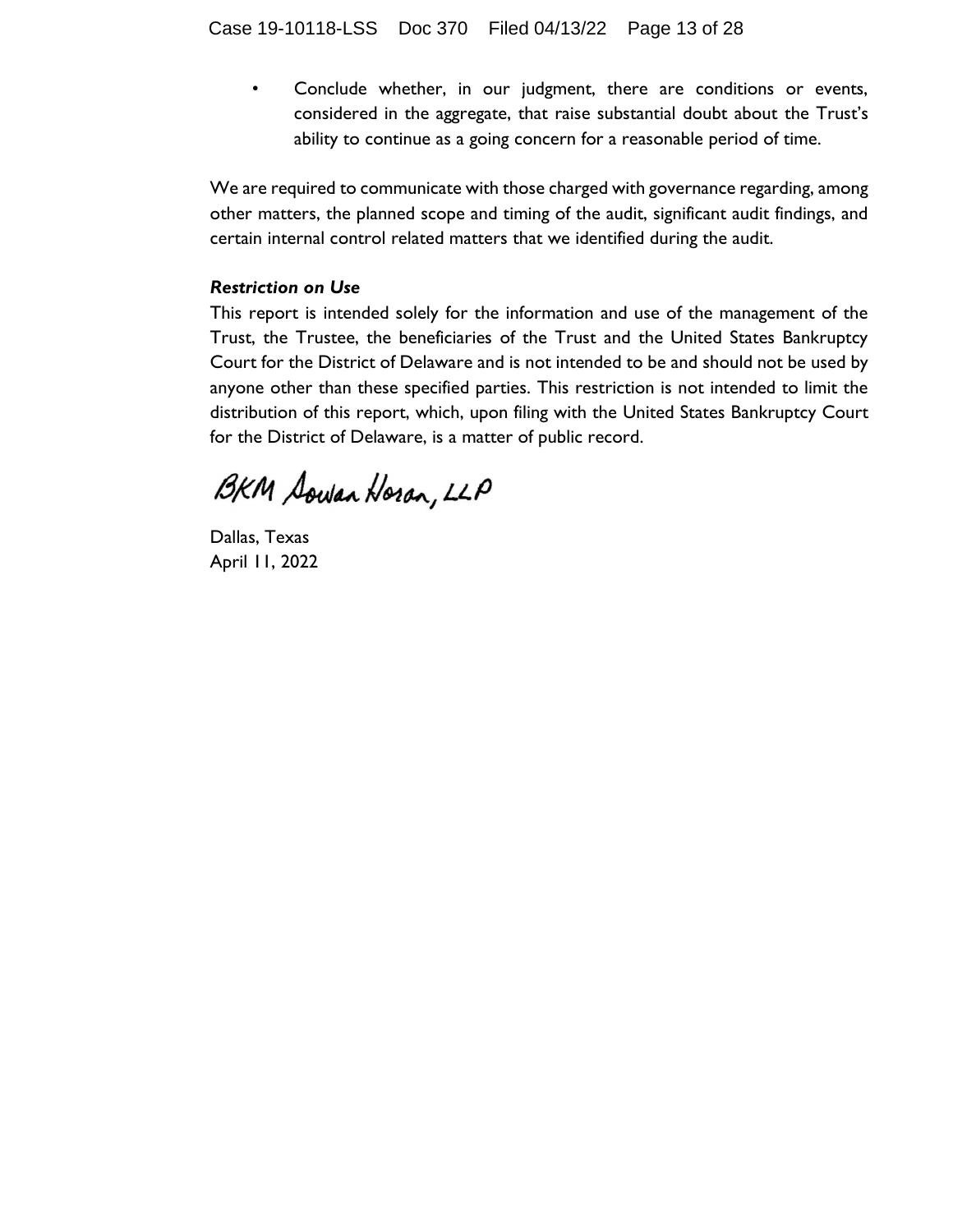- Conclude whether, in our judgment, there are conditions or events, considered in the aggregate, that raise substantial doubt about the Trust's ability to continue as a going concern for a reasonable period of time.

We are required to communicate with those charged with governance regarding, among other matters, the planned scope and timing of the audit, significant audit findings, and certain internal control related matters that we identified during the audit.

***Restriction on Use***

This report is intended solely for the information and use of the management of the Trust, the Trustee, the beneficiaries of the Trust and the United States Bankruptcy Court for the District of Delaware and is not intended to be and should not be used by anyone other than these specified parties. This restriction is not intended to limit the distribution of this report, which, upon filing with the United States Bankruptcy Court for the District of Delaware, is a matter of public record.

BKM Sowan Horan, LLP

Dallas, Texas
April 11, 2022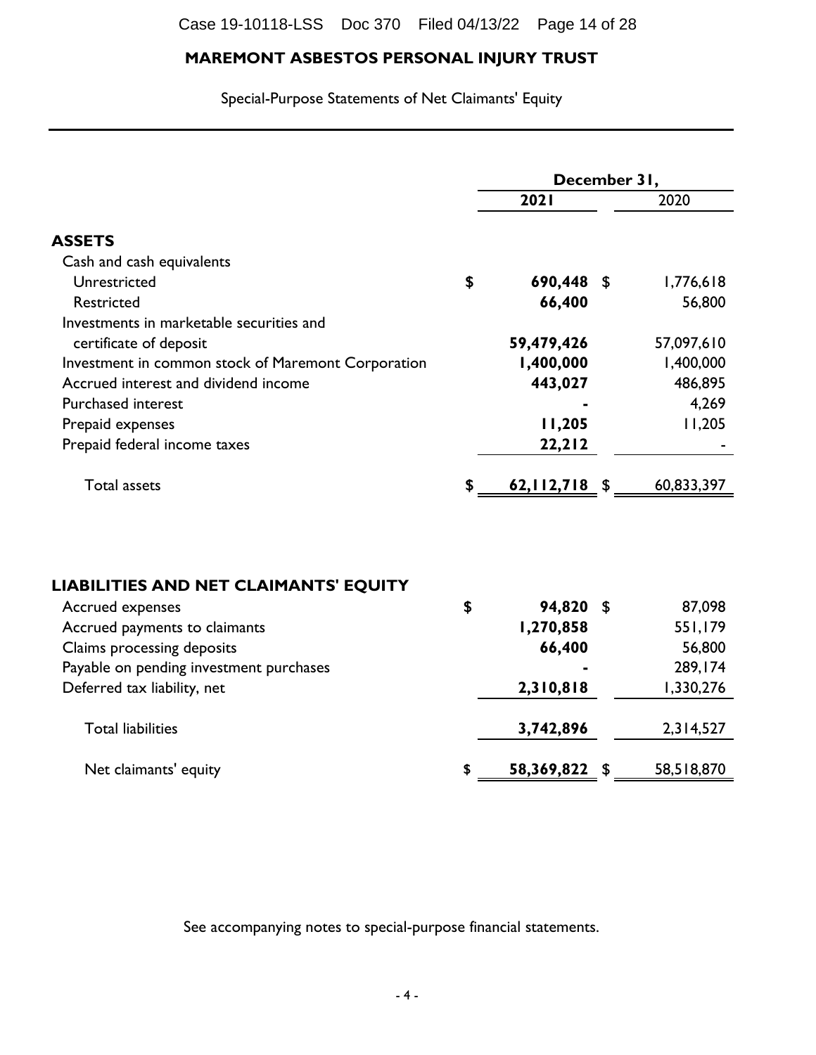# MAREMONT ASBESTOS PERSONAL INJURY TRUST

Special-Purpose Statements of Net Claimants' Equity

| | December 31, | |
|---|---|---|
| | **2021** | 2020 |
| **ASSETS** | | |
| Cash and cash equivalents | | |
| Unrestricted | **$ 690,448** | $ 1,776,618 |
| Restricted | **66,400** | 56,800 |
| Investments in marketable securities and certificate of deposit | **59,479,426** | 57,097,610 |
| Investment in common stock of Maremont Corporation | **1,400,000** | 1,400,000 |
| Accrued interest and dividend income | **443,027** | 486,895 |
| Purchased interest | **-** | 4,269 |
| Prepaid expenses | **11,205** | 11,205 |
| Prepaid federal income taxes | **22,212** | - |
| Total assets | **$ 62,112,718** | $ 60,833,397 |
| | | |
| **LIABILITIES AND NET CLAIMANTS' EQUITY** | | |
| Accrued expenses | **$ 94,820** | $ 87,098 |
| Accrued payments to claimants | **1,270,858** | 551,179 |
| Claims processing deposits | **66,400** | 56,800 |
| Payable on pending investment purchases | **-** | 289,174 |
| Deferred tax liability, net | **2,310,818** | 1,330,276 |
| Total liabilities | **3,742,896** | 2,314,527 |
| Net claimants' equity | **$ 58,369,822** | $ 58,518,870 |

See accompanying notes to special-purpose financial statements.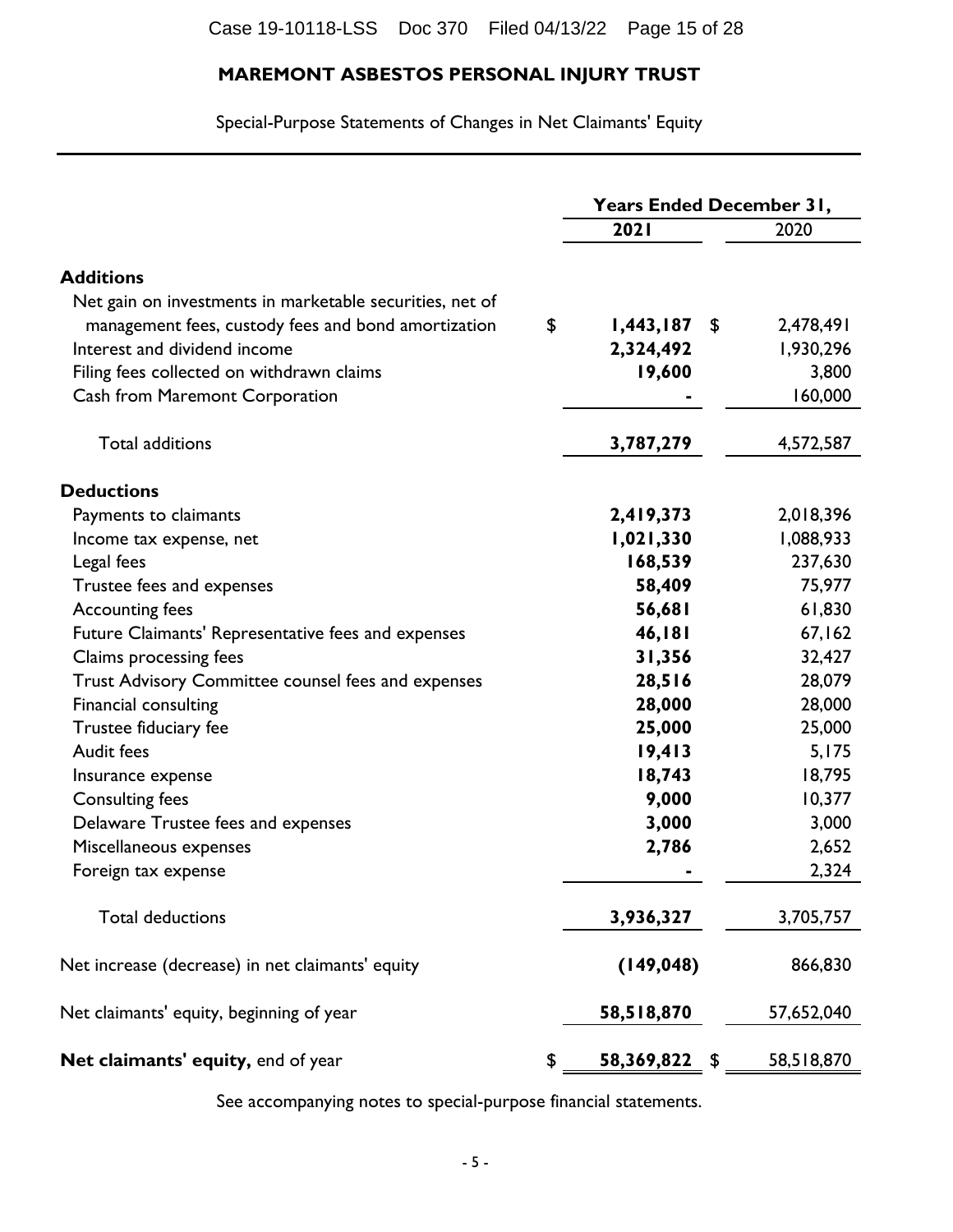# MAREMONT ASBESTOS PERSONAL INJURY TRUST

Special-Purpose Statements of Changes in Net Claimants' Equity

| | Years Ended December 31, | |
|---|---|---|
| | **2021** | 2020 |
| **Additions** | | |
| Net gain on investments in marketable securities, net of management fees, custody fees and bond amortization | $ **1,443,187** | $ 2,478,491 |
| Interest and dividend income | **2,324,492** | 1,930,296 |
| Filing fees collected on withdrawn claims | **19,600** | 3,800 |
| Cash from Maremont Corporation | **-** | 160,000 |
| Total additions | **3,787,279** | 4,572,587 |
| **Deductions** | | |
| Payments to claimants | **2,419,373** | 2,018,396 |
| Income tax expense, net | **1,021,330** | 1,088,933 |
| Legal fees | **168,539** | 237,630 |
| Trustee fees and expenses | **58,409** | 75,977 |
| Accounting fees | **56,681** | 61,830 |
| Future Claimants' Representative fees and expenses | **46,181** | 67,162 |
| Claims processing fees | **31,356** | 32,427 |
| Trust Advisory Committee counsel fees and expenses | **28,516** | 28,079 |
| Financial consulting | **28,000** | 28,000 |
| Trustee fiduciary fee | **25,000** | 25,000 |
| Audit fees | **19,413** | 5,175 |
| Insurance expense | **18,743** | 18,795 |
| Consulting fees | **9,000** | 10,377 |
| Delaware Trustee fees and expenses | **3,000** | 3,000 |
| Miscellaneous expenses | **2,786** | 2,652 |
| Foreign tax expense | **-** | 2,324 |
| Total deductions | **3,936,327** | 3,705,757 |
| Net increase (decrease) in net claimants' equity | **(149,048)** | 866,830 |
| Net claimants' equity, beginning of year | **58,518,870** | 57,652,040 |
| **Net claimants' equity,** end of year | $ **58,369,822** | $ 58,518,870 |

See accompanying notes to special-purpose financial statements.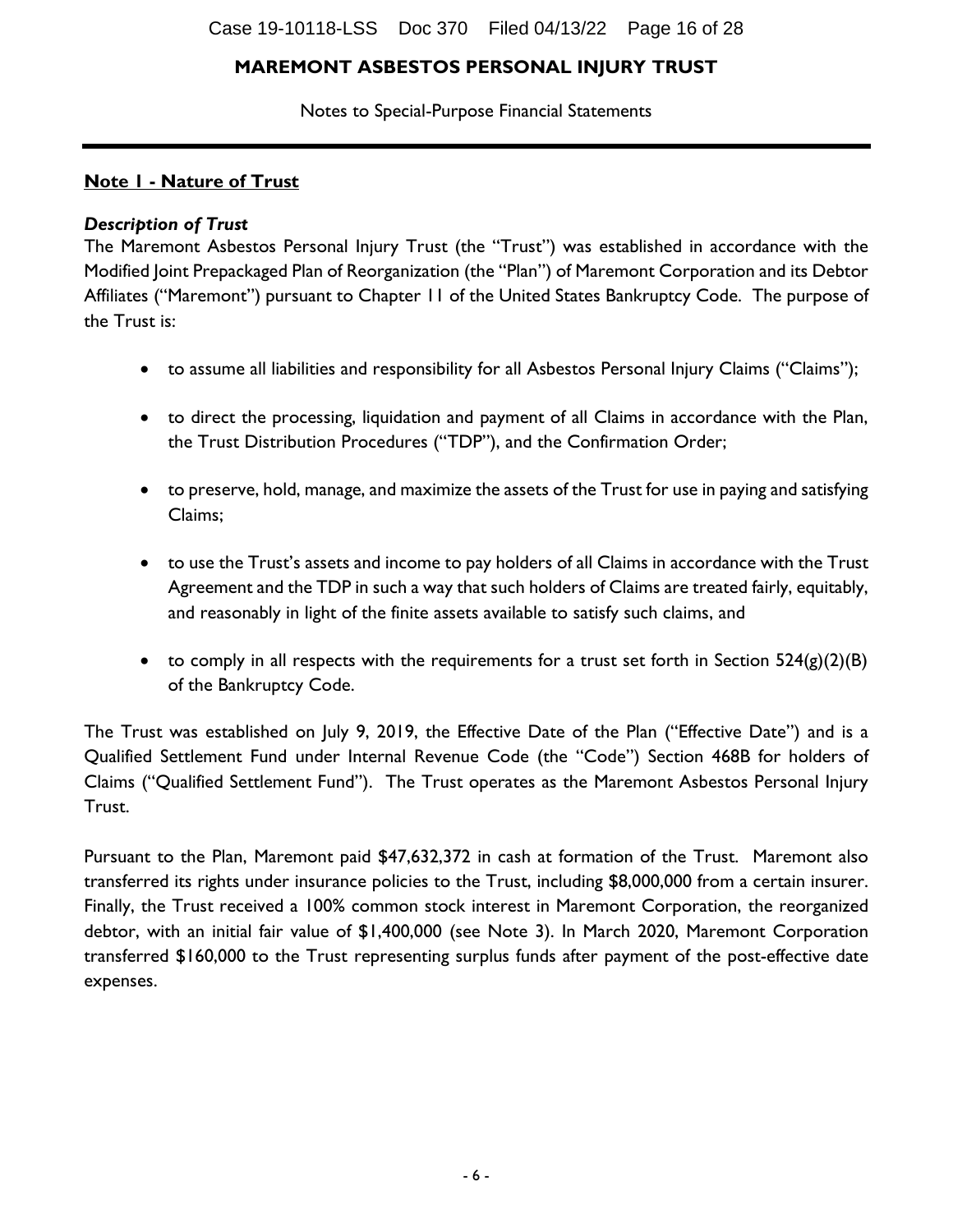# MAREMONT ASBESTOS PERSONAL INJURY TRUST

Notes to Special-Purpose Financial Statements

## Note 1 - Nature of Trust

### *Description of Trust*

The Maremont Asbestos Personal Injury Trust (the "Trust") was established in accordance with the Modified Joint Prepackaged Plan of Reorganization (the "Plan") of Maremont Corporation and its Debtor Affiliates ("Maremont") pursuant to Chapter 11 of the United States Bankruptcy Code. The purpose of the Trust is:

- to assume all liabilities and responsibility for all Asbestos Personal Injury Claims ("Claims");
- to direct the processing, liquidation and payment of all Claims in accordance with the Plan, the Trust Distribution Procedures ("TDP"), and the Confirmation Order;
- to preserve, hold, manage, and maximize the assets of the Trust for use in paying and satisfying Claims;
- to use the Trust's assets and income to pay holders of all Claims in accordance with the Trust Agreement and the TDP in such a way that such holders of Claims are treated fairly, equitably, and reasonably in light of the finite assets available to satisfy such claims, and
- to comply in all respects with the requirements for a trust set forth in Section 524(g)(2)(B) of the Bankruptcy Code.

The Trust was established on July 9, 2019, the Effective Date of the Plan ("Effective Date") and is a Qualified Settlement Fund under Internal Revenue Code (the "Code") Section 468B for holders of Claims ("Qualified Settlement Fund"). The Trust operates as the Maremont Asbestos Personal Injury Trust.

Pursuant to the Plan, Maremont paid $47,632,372 in cash at formation of the Trust. Maremont also transferred its rights under insurance policies to the Trust, including $8,000,000 from a certain insurer. Finally, the Trust received a 100% common stock interest in Maremont Corporation, the reorganized debtor, with an initial fair value of $1,400,000 (see Note 3). In March 2020, Maremont Corporation transferred $160,000 to the Trust representing surplus funds after payment of the post-effective date expenses.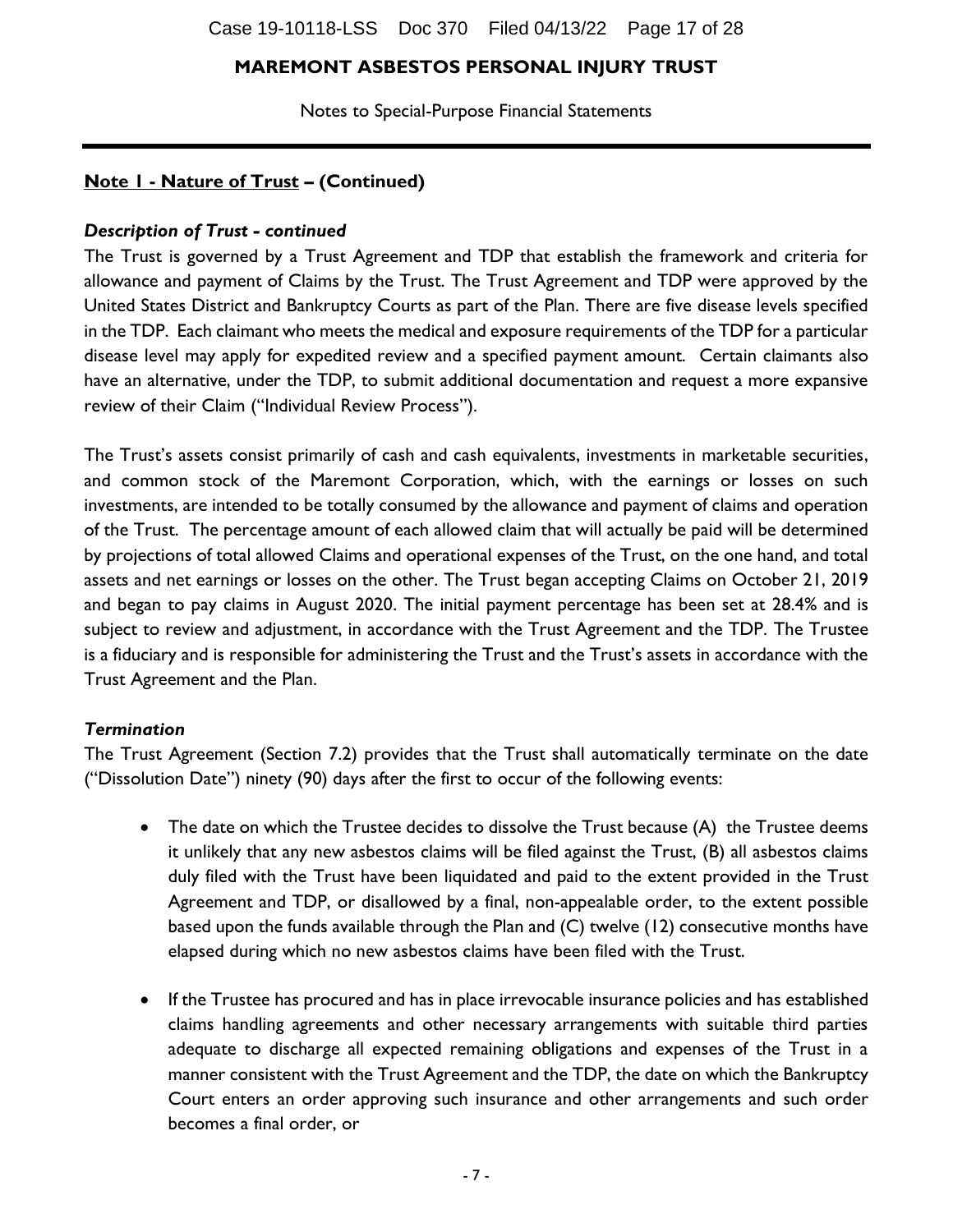# MAREMONT ASBESTOS PERSONAL INJURY TRUST

Notes to Special-Purpose Financial Statements

## Note 1 - Nature of Trust – (Continued)

### *Description of Trust - continued*

The Trust is governed by a Trust Agreement and TDP that establish the framework and criteria for allowance and payment of Claims by the Trust. The Trust Agreement and TDP were approved by the United States District and Bankruptcy Courts as part of the Plan. There are five disease levels specified in the TDP. Each claimant who meets the medical and exposure requirements of the TDP for a particular disease level may apply for expedited review and a specified payment amount. Certain claimants also have an alternative, under the TDP, to submit additional documentation and request a more expansive review of their Claim ("Individual Review Process").

The Trust's assets consist primarily of cash and cash equivalents, investments in marketable securities, and common stock of the Maremont Corporation, which, with the earnings or losses on such investments, are intended to be totally consumed by the allowance and payment of claims and operation of the Trust. The percentage amount of each allowed claim that will actually be paid will be determined by projections of total allowed Claims and operational expenses of the Trust, on the one hand, and total assets and net earnings or losses on the other. The Trust began accepting Claims on October 21, 2019 and began to pay claims in August 2020. The initial payment percentage has been set at 28.4% and is subject to review and adjustment, in accordance with the Trust Agreement and the TDP. The Trustee is a fiduciary and is responsible for administering the Trust and the Trust's assets in accordance with the Trust Agreement and the Plan.

### *Termination*

The Trust Agreement (Section 7.2) provides that the Trust shall automatically terminate on the date ("Dissolution Date") ninety (90) days after the first to occur of the following events:

- The date on which the Trustee decides to dissolve the Trust because (A) the Trustee deems it unlikely that any new asbestos claims will be filed against the Trust, (B) all asbestos claims duly filed with the Trust have been liquidated and paid to the extent provided in the Trust Agreement and TDP, or disallowed by a final, non-appealable order, to the extent possible based upon the funds available through the Plan and (C) twelve (12) consecutive months have elapsed during which no new asbestos claims have been filed with the Trust.

- If the Trustee has procured and has in place irrevocable insurance policies and has established claims handling agreements and other necessary arrangements with suitable third parties adequate to discharge all expected remaining obligations and expenses of the Trust in a manner consistent with the Trust Agreement and the TDP, the date on which the Bankruptcy Court enters an order approving such insurance and other arrangements and such order becomes a final order, or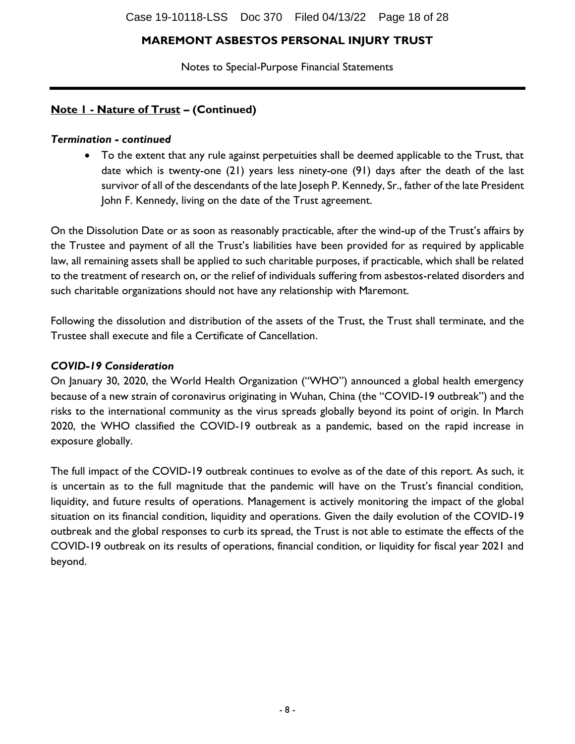**MAREMONT ASBESTOS PERSONAL INJURY TRUST**

Notes to Special-Purpose Financial Statements

## **Note 1 - Nature of Trust – (Continued)**

***Termination - continued***

- To the extent that any rule against perpetuities shall be deemed applicable to the Trust, that date which is twenty-one (21) years less ninety-one (91) days after the death of the last survivor of all of the descendants of the late Joseph P. Kennedy, Sr., father of the late President John F. Kennedy, living on the date of the Trust agreement.

On the Dissolution Date or as soon as reasonably practicable, after the wind-up of the Trust's affairs by the Trustee and payment of all the Trust's liabilities have been provided for as required by applicable law, all remaining assets shall be applied to such charitable purposes, if practicable, which shall be related to the treatment of research on, or the relief of individuals suffering from asbestos-related disorders and such charitable organizations should not have any relationship with Maremont.

Following the dissolution and distribution of the assets of the Trust, the Trust shall terminate, and the Trustee shall execute and file a Certificate of Cancellation.

***COVID-19 Consideration***

On January 30, 2020, the World Health Organization ("WHO") announced a global health emergency because of a new strain of coronavirus originating in Wuhan, China (the "COVID-19 outbreak") and the risks to the international community as the virus spreads globally beyond its point of origin. In March 2020, the WHO classified the COVID-19 outbreak as a pandemic, based on the rapid increase in exposure globally.

The full impact of the COVID-19 outbreak continues to evolve as of the date of this report. As such, it is uncertain as to the full magnitude that the pandemic will have on the Trust's financial condition, liquidity, and future results of operations. Management is actively monitoring the impact of the global situation on its financial condition, liquidity and operations. Given the daily evolution of the COVID-19 outbreak and the global responses to curb its spread, the Trust is not able to estimate the effects of the COVID-19 outbreak on its results of operations, financial condition, or liquidity for fiscal year 2021 and beyond.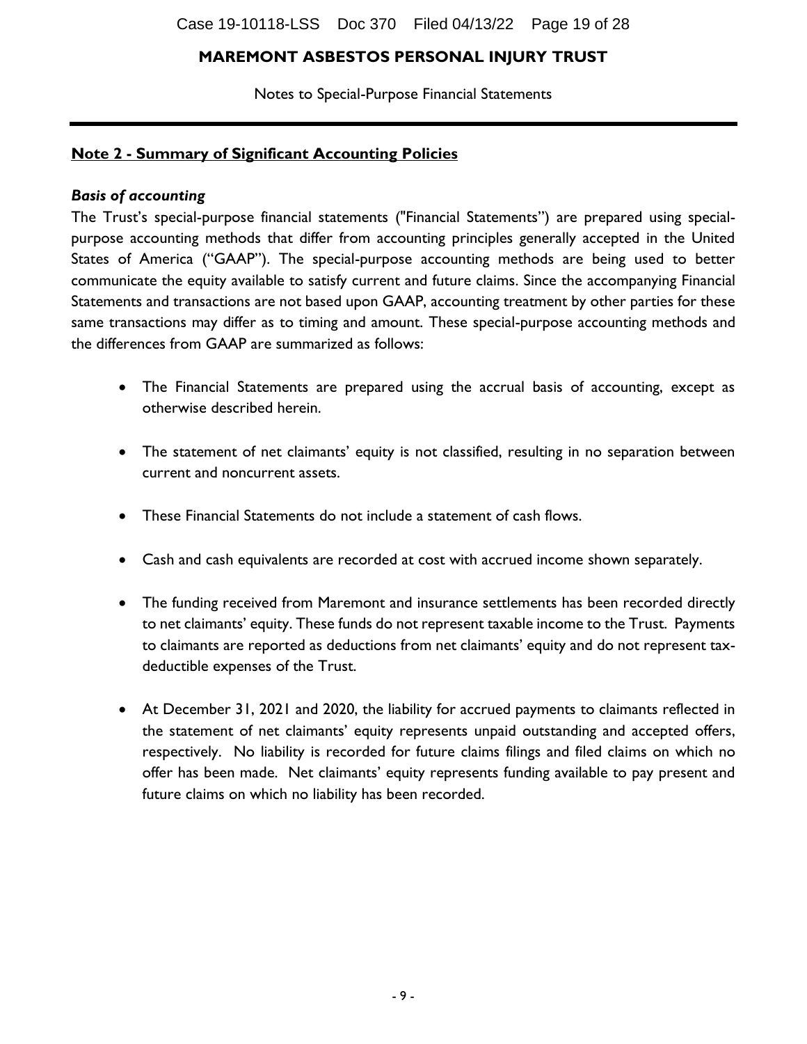# MAREMONT ASBESTOS PERSONAL INJURY TRUST

Notes to Special-Purpose Financial Statements

## Note 2 - Summary of Significant Accounting Policies

### *Basis of accounting*

The Trust's special-purpose financial statements ("Financial Statements") are prepared using special-purpose accounting methods that differ from accounting principles generally accepted in the United States of America ("GAAP"). The special-purpose accounting methods are being used to better communicate the equity available to satisfy current and future claims. Since the accompanying Financial Statements and transactions are not based upon GAAP, accounting treatment by other parties for these same transactions may differ as to timing and amount. These special-purpose accounting methods and the differences from GAAP are summarized as follows:

- The Financial Statements are prepared using the accrual basis of accounting, except as otherwise described herein.
- The statement of net claimants' equity is not classified, resulting in no separation between current and noncurrent assets.
- These Financial Statements do not include a statement of cash flows.
- Cash and cash equivalents are recorded at cost with accrued income shown separately.
- The funding received from Maremont and insurance settlements has been recorded directly to net claimants' equity. These funds do not represent taxable income to the Trust. Payments to claimants are reported as deductions from net claimants' equity and do not represent tax-deductible expenses of the Trust.
- At December 31, 2021 and 2020, the liability for accrued payments to claimants reflected in the statement of net claimants' equity represents unpaid outstanding and accepted offers, respectively. No liability is recorded for future claims filings and filed claims on which no offer has been made. Net claimants' equity represents funding available to pay present and future claims on which no liability has been recorded.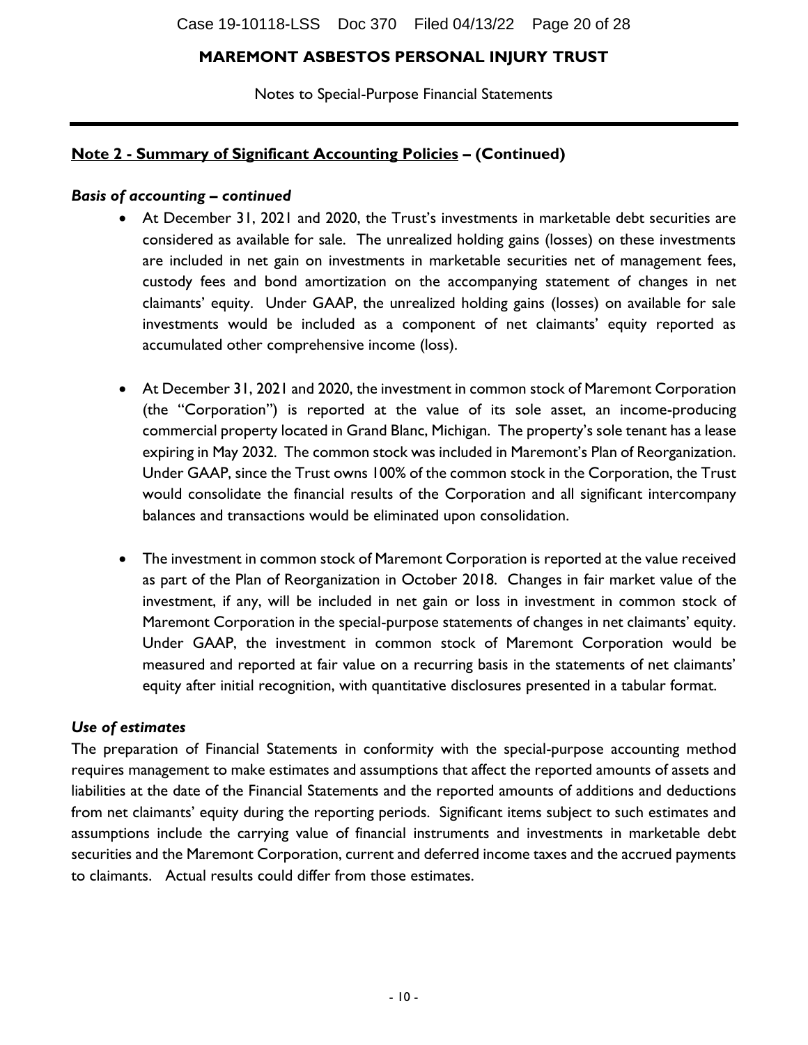# MAREMONT ASBESTOS PERSONAL INJURY TRUST

Notes to Special-Purpose Financial Statements

## Note 2 - Summary of Significant Accounting Policies – (Continued)

### *Basis of accounting – continued*

- At December 31, 2021 and 2020, the Trust's investments in marketable debt securities are considered as available for sale. The unrealized holding gains (losses) on these investments are included in net gain on investments in marketable securities net of management fees, custody fees and bond amortization on the accompanying statement of changes in net claimants' equity. Under GAAP, the unrealized holding gains (losses) on available for sale investments would be included as a component of net claimants' equity reported as accumulated other comprehensive income (loss).

- At December 31, 2021 and 2020, the investment in common stock of Maremont Corporation (the "Corporation") is reported at the value of its sole asset, an income-producing commercial property located in Grand Blanc, Michigan. The property's sole tenant has a lease expiring in May 2032. The common stock was included in Maremont's Plan of Reorganization. Under GAAP, since the Trust owns 100% of the common stock in the Corporation, the Trust would consolidate the financial results of the Corporation and all significant intercompany balances and transactions would be eliminated upon consolidation.

- The investment in common stock of Maremont Corporation is reported at the value received as part of the Plan of Reorganization in October 2018. Changes in fair market value of the investment, if any, will be included in net gain or loss in investment in common stock of Maremont Corporation in the special-purpose statements of changes in net claimants' equity. Under GAAP, the investment in common stock of Maremont Corporation would be measured and reported at fair value on a recurring basis in the statements of net claimants' equity after initial recognition, with quantitative disclosures presented in a tabular format.

### *Use of estimates*

The preparation of Financial Statements in conformity with the special-purpose accounting method requires management to make estimates and assumptions that affect the reported amounts of assets and liabilities at the date of the Financial Statements and the reported amounts of additions and deductions from net claimants' equity during the reporting periods. Significant items subject to such estimates and assumptions include the carrying value of financial instruments and investments in marketable debt securities and the Maremont Corporation, current and deferred income taxes and the accrued payments to claimants. Actual results could differ from those estimates.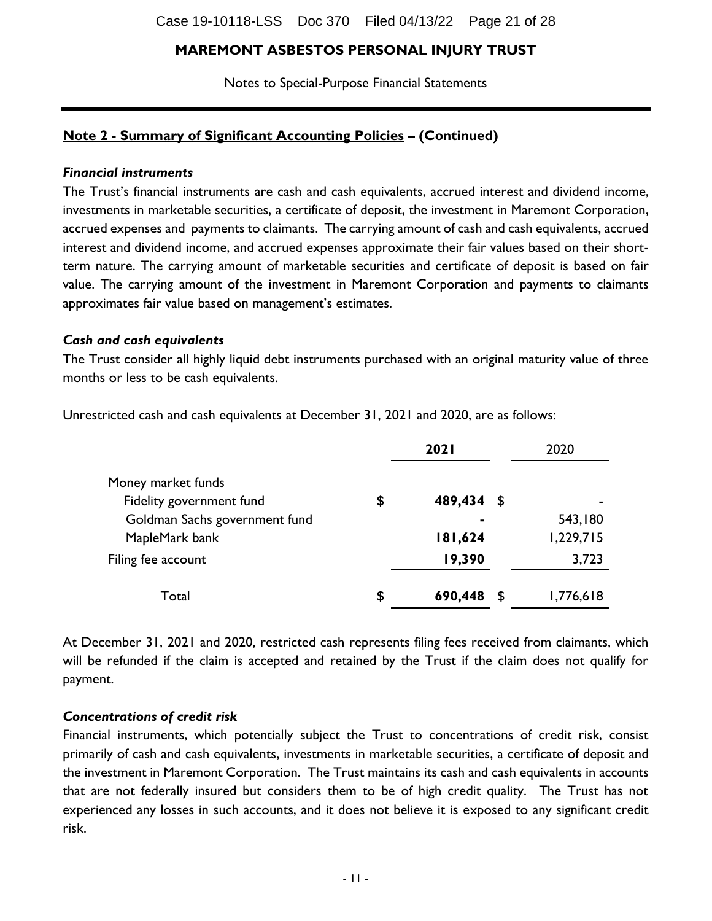# MAREMONT ASBESTOS PERSONAL INJURY TRUST

Notes to Special-Purpose Financial Statements

## Note 2 - Summary of Significant Accounting Policies – (Continued)

***Financial instruments***

The Trust's financial instruments are cash and cash equivalents, accrued interest and dividend income, investments in marketable securities, a certificate of deposit, the investment in Maremont Corporation, accrued expenses and payments to claimants. The carrying amount of cash and cash equivalents, accrued interest and dividend income, and accrued expenses approximate their fair values based on their short-term nature. The carrying amount of marketable securities and certificate of deposit is based on fair value. The carrying amount of the investment in Maremont Corporation and payments to claimants approximates fair value based on management's estimates.

***Cash and cash equivalents***

The Trust consider all highly liquid debt instruments purchased with an original maturity value of three months or less to be cash equivalents.

Unrestricted cash and cash equivalents at December 31, 2021 and 2020, are as follows:

| | 2021 | 2020 |
|---|---|---|
| Money market funds | | |
| Fidelity government fund | $ 489,434 | $ - |
| Goldman Sachs government fund | - | 543,180 |
| MapleMark bank | 181,624 | 1,229,715 |
| Filing fee account | 19,390 | 3,723 |
| Total | $ 690,448 | $ 1,776,618 |

At December 31, 2021 and 2020, restricted cash represents filing fees received from claimants, which will be refunded if the claim is accepted and retained by the Trust if the claim does not qualify for payment.

***Concentrations of credit risk***

Financial instruments, which potentially subject the Trust to concentrations of credit risk, consist primarily of cash and cash equivalents, investments in marketable securities, a certificate of deposit and the investment in Maremont Corporation. The Trust maintains its cash and cash equivalents in accounts that are not federally insured but considers them to be of high credit quality. The Trust has not experienced any losses in such accounts, and it does not believe it is exposed to any significant credit risk.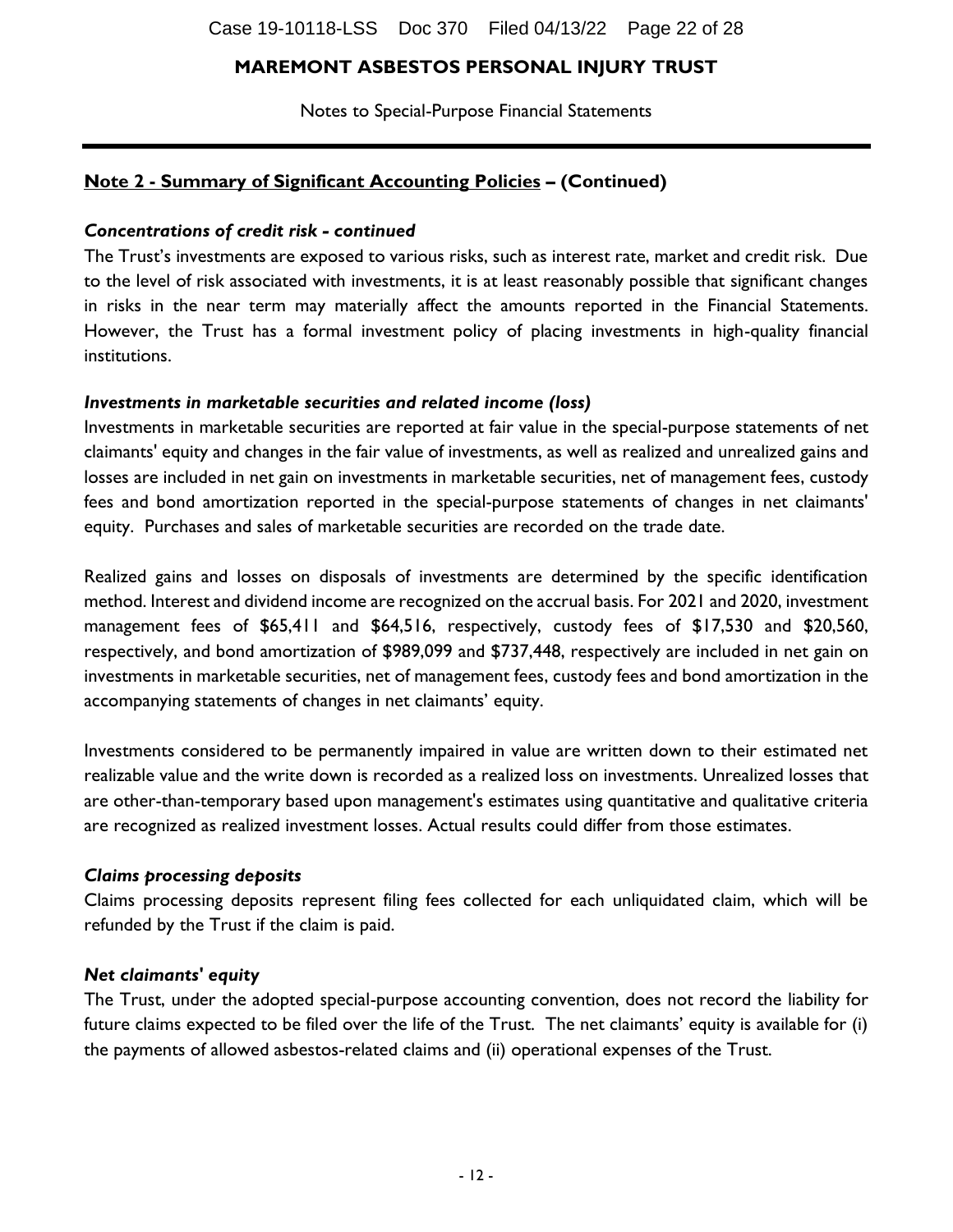## MAREMONT ASBESTOS PERSONAL INJURY TRUST

Notes to Special-Purpose Financial Statements

### **Note 2 - Summary of Significant Accounting Policies – (Continued)**

***Concentrations of credit risk - continued***

The Trust's investments are exposed to various risks, such as interest rate, market and credit risk. Due to the level of risk associated with investments, it is at least reasonably possible that significant changes in risks in the near term may materially affect the amounts reported in the Financial Statements. However, the Trust has a formal investment policy of placing investments in high-quality financial institutions.

***Investments in marketable securities and related income (loss)***

Investments in marketable securities are reported at fair value in the special-purpose statements of net claimants' equity and changes in the fair value of investments, as well as realized and unrealized gains and losses are included in net gain on investments in marketable securities, net of management fees, custody fees and bond amortization reported in the special-purpose statements of changes in net claimants' equity. Purchases and sales of marketable securities are recorded on the trade date.

Realized gains and losses on disposals of investments are determined by the specific identification method. Interest and dividend income are recognized on the accrual basis. For 2021 and 2020, investment management fees of $65,411 and $64,516, respectively, custody fees of $17,530 and $20,560, respectively, and bond amortization of $989,099 and $737,448, respectively are included in net gain on investments in marketable securities, net of management fees, custody fees and bond amortization in the accompanying statements of changes in net claimants' equity.

Investments considered to be permanently impaired in value are written down to their estimated net realizable value and the write down is recorded as a realized loss on investments. Unrealized losses that are other-than-temporary based upon management's estimates using quantitative and qualitative criteria are recognized as realized investment losses. Actual results could differ from those estimates.

***Claims processing deposits***

Claims processing deposits represent filing fees collected for each unliquidated claim, which will be refunded by the Trust if the claim is paid.

***Net claimants' equity***

The Trust, under the adopted special-purpose accounting convention, does not record the liability for future claims expected to be filed over the life of the Trust. The net claimants' equity is available for (i) the payments of allowed asbestos-related claims and (ii) operational expenses of the Trust.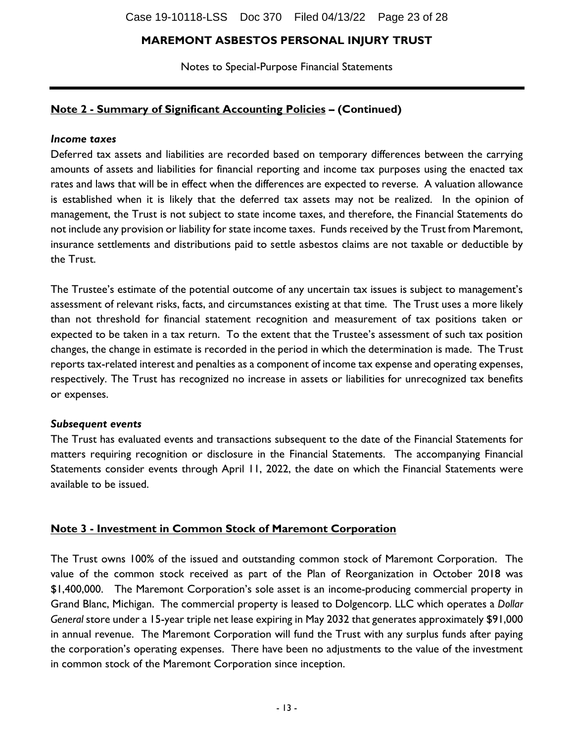## Note 2 - Summary of Significant Accounting Policies – (Continued)

***Income taxes***

Deferred tax assets and liabilities are recorded based on temporary differences between the carrying amounts of assets and liabilities for financial reporting and income tax purposes using the enacted tax rates and laws that will be in effect when the differences are expected to reverse. A valuation allowance is established when it is likely that the deferred tax assets may not be realized. In the opinion of management, the Trust is not subject to state income taxes, and therefore, the Financial Statements do not include any provision or liability for state income taxes. Funds received by the Trust from Maremont, insurance settlements and distributions paid to settle asbestos claims are not taxable or deductible by the Trust.

The Trustee's estimate of the potential outcome of any uncertain tax issues is subject to management's assessment of relevant risks, facts, and circumstances existing at that time. The Trust uses a more likely than not threshold for financial statement recognition and measurement of tax positions taken or expected to be taken in a tax return. To the extent that the Trustee's assessment of such tax position changes, the change in estimate is recorded in the period in which the determination is made. The Trust reports tax-related interest and penalties as a component of income tax expense and operating expenses, respectively. The Trust has recognized no increase in assets or liabilities for unrecognized tax benefits or expenses.

***Subsequent events***

The Trust has evaluated events and transactions subsequent to the date of the Financial Statements for matters requiring recognition or disclosure in the Financial Statements. The accompanying Financial Statements consider events through April 11, 2022, the date on which the Financial Statements were available to be issued.

## Note 3 - Investment in Common Stock of Maremont Corporation

The Trust owns 100% of the issued and outstanding common stock of Maremont Corporation. The value of the common stock received as part of the Plan of Reorganization in October 2018 was $1,400,000. The Maremont Corporation's sole asset is an income-producing commercial property in Grand Blanc, Michigan. The commercial property is leased to Dolgencorp. LLC which operates a *Dollar General* store under a 15-year triple net lease expiring in May 2032 that generates approximately $91,000 in annual revenue. The Maremont Corporation will fund the Trust with any surplus funds after paying the corporation's operating expenses. There have been no adjustments to the value of the investment in common stock of the Maremont Corporation since inception.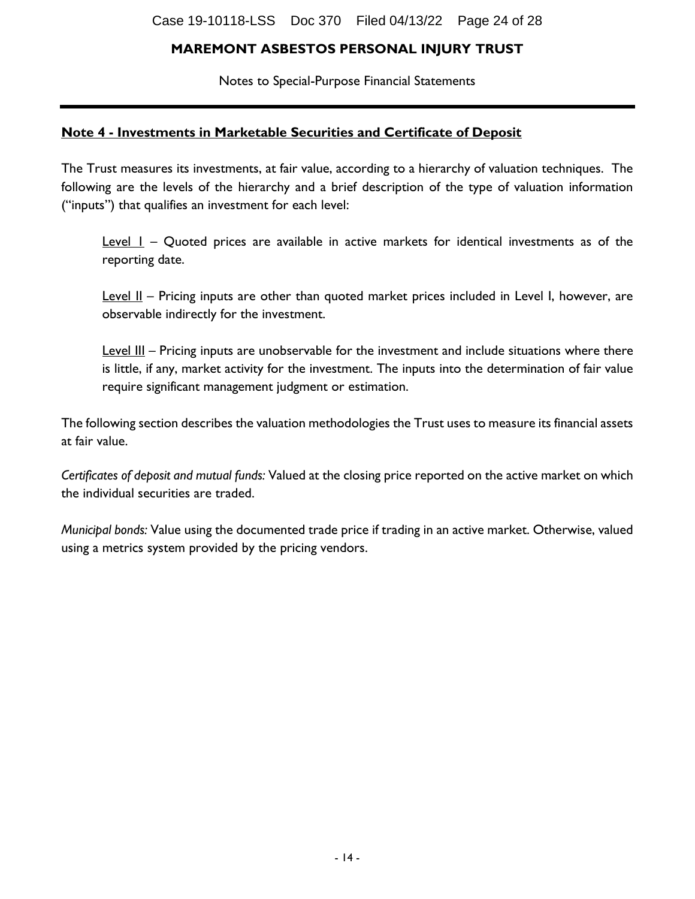# MAREMONT ASBESTOS PERSONAL INJURY TRUST

Notes to Special-Purpose Financial Statements

## Note 4 - Investments in Marketable Securities and Certificate of Deposit

The Trust measures its investments, at fair value, according to a hierarchy of valuation techniques. The following are the levels of the hierarchy and a brief description of the type of valuation information ("inputs") that qualifies an investment for each level:

Level I – Quoted prices are available in active markets for identical investments as of the reporting date.

Level II – Pricing inputs are other than quoted market prices included in Level I, however, are observable indirectly for the investment.

Level III – Pricing inputs are unobservable for the investment and include situations where there is little, if any, market activity for the investment. The inputs into the determination of fair value require significant management judgment or estimation.

The following section describes the valuation methodologies the Trust uses to measure its financial assets at fair value.

*Certificates of deposit and mutual funds:* Valued at the closing price reported on the active market on which the individual securities are traded.

*Municipal bonds:* Value using the documented trade price if trading in an active market. Otherwise, valued using a metrics system provided by the pricing vendors.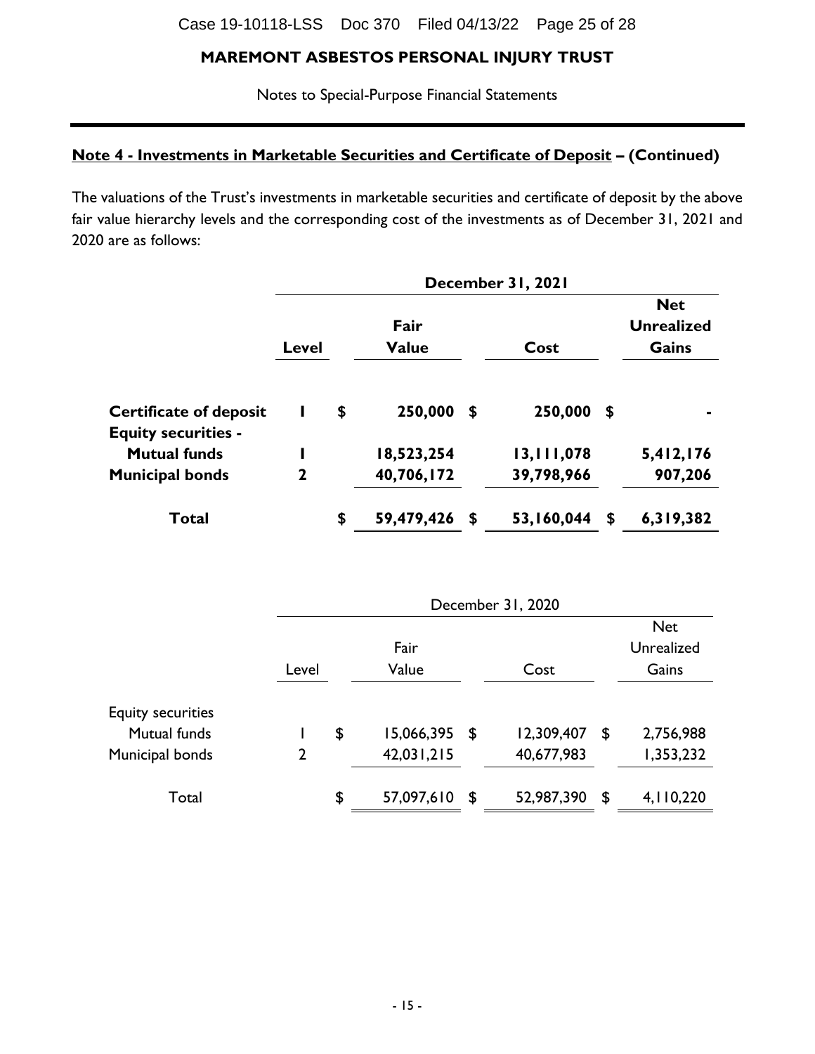**MAREMONT ASBESTOS PERSONAL INJURY TRUST**

Notes to Special-Purpose Financial Statements

## Note 4 - Investments in Marketable Securities and Certificate of Deposit – (Continued)

The valuations of the Trust's investments in marketable securities and certificate of deposit by the above fair value hierarchy levels and the corresponding cost of the investments as of December 31, 2021 and 2020 are as follows:

| | December 31, 2021 | | | |
|---|---|---|---|---|
| | **Level** | **Fair Value** | **Cost** | **Net Unrealized Gains** |
| **Certificate of deposit** | **1** | **$ 250,000** | **$ 250,000** | **$ -** |
| **Equity securities -** | | | | |
| **Mutual funds** | **1** | **18,523,254** | **13,111,078** | **5,412,176** |
| **Municipal bonds** | **2** | **40,706,172** | **39,798,966** | **907,206** |
| **Total** | | **$ 59,479,426** | **$ 53,160,044** | **$ 6,319,382** |

| | December 31, 2020 | | | |
|---|---|---|---|---|
| | Level | Fair Value | Cost | Net Unrealized Gains |
| Equity securities | | | | |
| Mutual funds | 1 | $ 15,066,395 | $ 12,309,407 | $ 2,756,988 |
| Municipal bonds | 2 | 42,031,215 | 40,677,983 | 1,353,232 |
| Total | | $ 57,097,610 | $ 52,987,390 | $ 4,110,220 |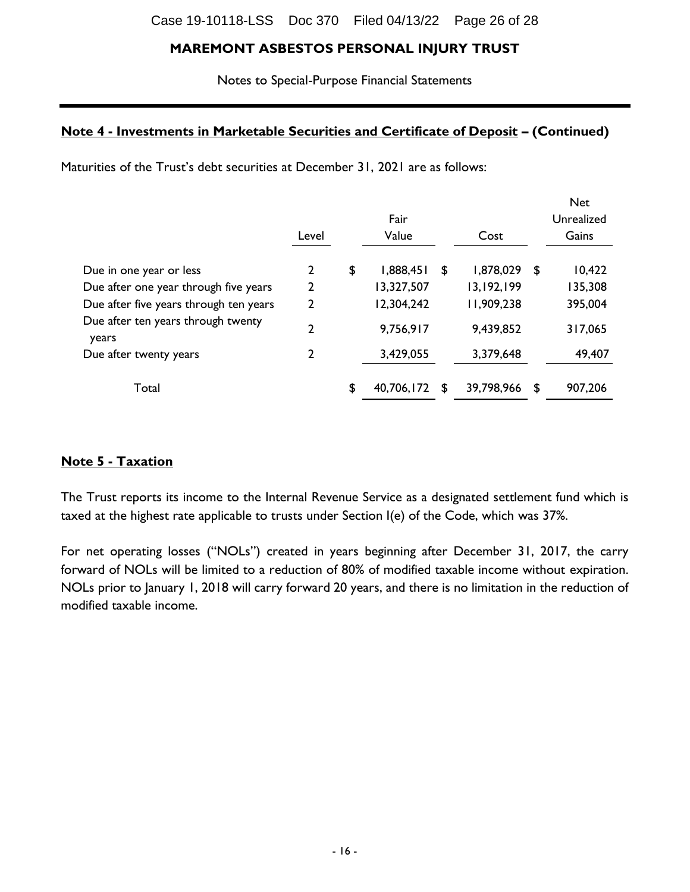# MAREMONT ASBESTOS PERSONAL INJURY TRUST

Notes to Special-Purpose Financial Statements

## Note 4 - Investments in Marketable Securities and Certificate of Deposit – (Continued)

Maturities of the Trust's debt securities at December 31, 2021 are as follows:

| | Level | Fair Value | Cost | Net Unrealized Gains |
|---|---|---|---|---|
| Due in one year or less | 2 | $ 1,888,451 | $ 1,878,029 | $ 10,422 |
| Due after one year through five years | 2 | 13,327,507 | 13,192,199 | 135,308 |
| Due after five years through ten years | 2 | 12,304,242 | 11,909,238 | 395,004 |
| Due after ten years through twenty years | 2 | 9,756,917 | 9,439,852 | 317,065 |
| Due after twenty years | 2 | 3,429,055 | 3,379,648 | 49,407 |
| Total | | $ 40,706,172 | $ 39,798,966 | $ 907,206 |

## Note 5 - Taxation

The Trust reports its income to the Internal Revenue Service as a designated settlement fund which is taxed at the highest rate applicable to trusts under Section 1(e) of the Code, which was 37%.

For net operating losses ("NOLs") created in years beginning after December 31, 2017, the carry forward of NOLs will be limited to a reduction of 80% of modified taxable income without expiration. NOLs prior to January 1, 2018 will carry forward 20 years, and there is no limitation in the reduction of modified taxable income.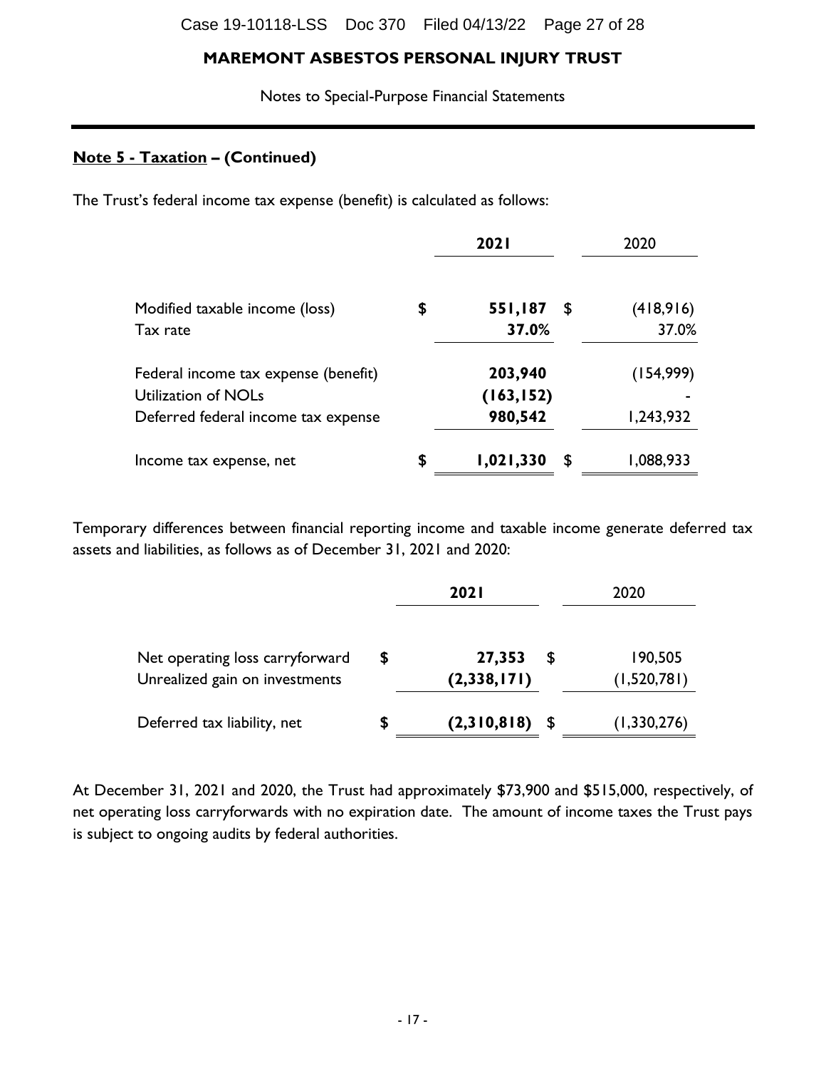## MAREMONT ASBESTOS PERSONAL INJURY TRUST

Notes to Special-Purpose Financial Statements

**Note 5 - Taxation – (Continued)**

The Trust's federal income tax expense (benefit) is calculated as follows:

| | **2021** | 2020 |
|---|---|---|
| Modified taxable income (loss) | **$ 551,187** | $ (418,916) |
| Tax rate | **37.0%** | 37.0% |
| Federal income tax expense (benefit) | **203,940** | (154,999) |
| Utilization of NOLs | **(163,152)** | - |
| Deferred federal income tax expense | **980,542** | 1,243,932 |
| Income tax expense, net | **$ 1,021,330** | $ 1,088,933 |

Temporary differences between financial reporting income and taxable income generate deferred tax assets and liabilities, as follows as of December 31, 2021 and 2020:

| | **2021** | 2020 |
|---|---|---|
| Net operating loss carryforward | **$ 27,353** | $ 190,505 |
| Unrealized gain on investments | **(2,338,171)** | (1,520,781) |
| Deferred tax liability, net | **$ (2,310,818)** | $ (1,330,276) |

At December 31, 2021 and 2020, the Trust had approximately $73,900 and $515,000, respectively, of net operating loss carryforwards with no expiration date. The amount of income taxes the Trust pays is subject to ongoing audits by federal authorities.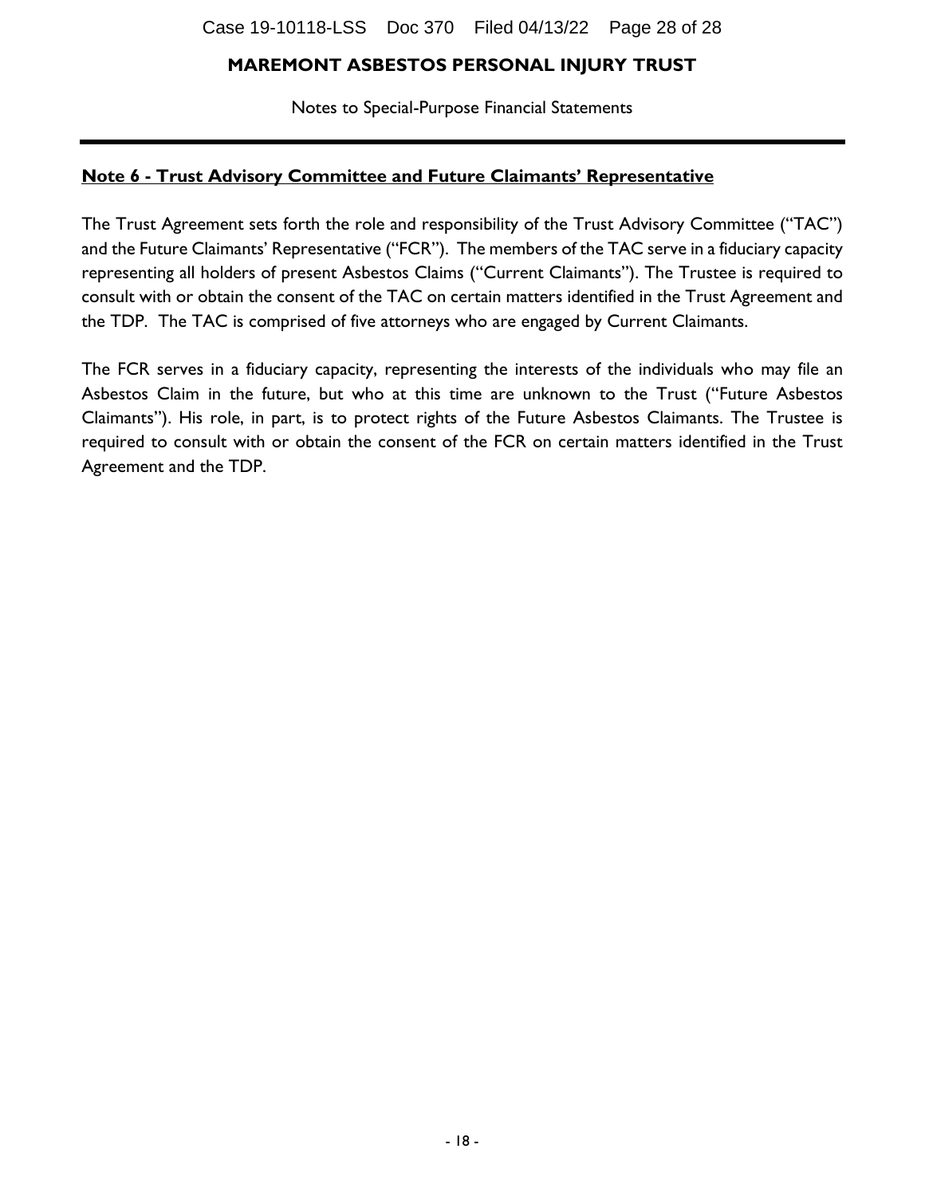## Note 6 - Trust Advisory Committee and Future Claimants' Representative

The Trust Agreement sets forth the role and responsibility of the Trust Advisory Committee ("TAC") and the Future Claimants' Representative ("FCR"). The members of the TAC serve in a fiduciary capacity representing all holders of present Asbestos Claims ("Current Claimants"). The Trustee is required to consult with or obtain the consent of the TAC on certain matters identified in the Trust Agreement and the TDP. The TAC is comprised of five attorneys who are engaged by Current Claimants.

The FCR serves in a fiduciary capacity, representing the interests of the individuals who may file an Asbestos Claim in the future, but who at this time are unknown to the Trust ("Future Asbestos Claimants"). His role, in part, is to protect rights of the Future Asbestos Claimants. The Trustee is required to consult with or obtain the consent of the FCR on certain matters identified in the Trust Agreement and the TDP.